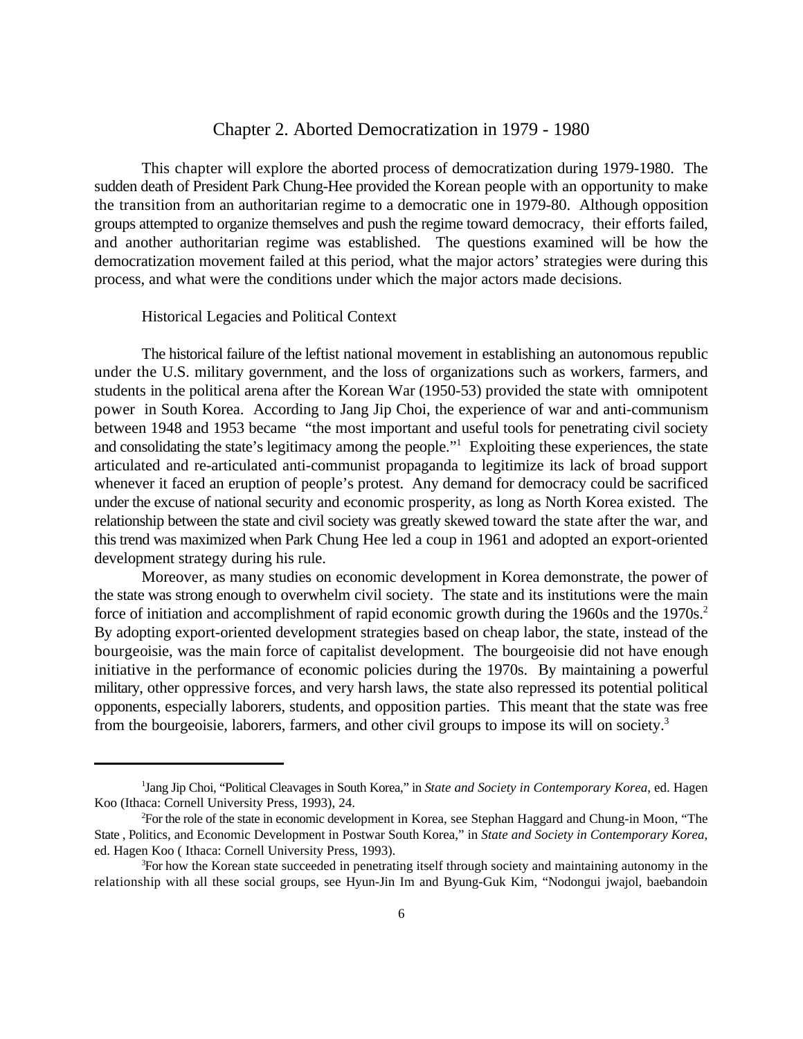# Chapter 2. Aborted Democratization in 1979 - 1980

This chapter will explore the aborted process of democratization during 1979-1980. The sudden death of President Park Chung-Hee provided the Korean people with an opportunity to make the transition from an authoritarian regime to a democratic one in 1979-80. Although opposition groups attempted to organize themselves and push the regime toward democracy, their efforts failed, and another authoritarian regime was established. The questions examined will be how the democratization movement failed at this period, what the major actors' strategies were during this process, and what were the conditions under which the major actors made decisions.

## Historical Legacies and Political Context

The historical failure of the leftist national movement in establishing an autonomous republic under the U.S. military government, and the loss of organizations such as workers, farmers, and students in the political arena after the Korean War (1950-53) provided the state with omnipotent power in South Korea. According to Jang Jip Choi, the experience of war and anti-communism between 1948 and 1953 became "the most important and useful tools for penetrating civil society and consolidating the state's legitimacy among the people."[1] Exploiting these experiences, the state articulated and re-articulated anti-communist propaganda to legitimize its lack of broad support whenever it faced an eruption of people's protest. Any demand for democracy could be sacrificed under the excuse of national security and economic prosperity, as long as North Korea existed. The relationship between the state and civil society was greatly skewed toward the state after the war, and this trend was maximized when Park Chung Hee led a coup in 1961 and adopted an export-oriented development strategy during his rule.

Moreover, as many studies on economic development in Korea demonstrate, the power of the state was strong enough to overwhelm civil society. The state and its institutions were the main force of initiation and accomplishment of rapid economic growth during the 1960s and the 1970s.[2] By adopting export-oriented development strategies based on cheap labor, the state, instead of the bourgeoisie, was the main force of capitalist development. The bourgeoisie did not have enough initiative in the performance of economic policies during the 1970s. By maintaining a powerful military, other oppressive forces, and very harsh laws, the state also repressed its potential political opponents, especially laborers, students, and opposition parties. This meant that the state was free from the bourgeoisie, laborers, farmers, and other civil groups to impose its will on society.[3]

---

[1] Jang Jip Choi, "Political Cleavages in South Korea," in *State and Society in Contemporary Korea*, ed. Hagen Koo (Ithaca: Cornell University Press, 1993), 24.

[2] For the role of the state in economic development in Korea, see Stephan Haggard and Chung-in Moon, "The State , Politics, and Economic Development in Postwar South Korea," in *State and Society in Contemporary Korea*, ed. Hagen Koo ( Ithaca: Cornell University Press, 1993).

[3] For how the Korean state succeeded in penetrating itself through society and maintaining autonomy in the relationship with all these social groups, see Hyun-Jin Im and Byung-Guk Kim, "Nodongui jwajol, baebandoin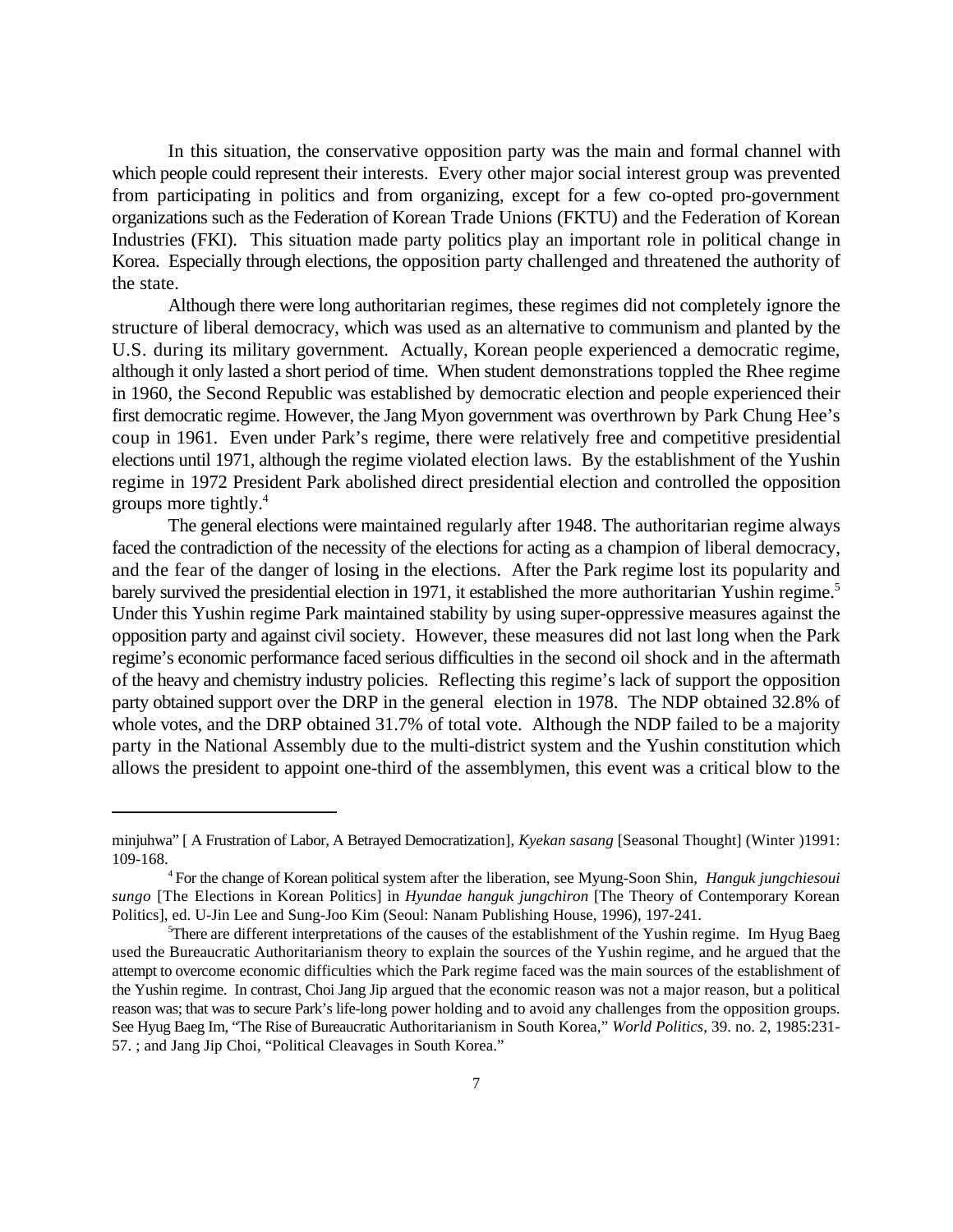In this situation, the conservative opposition party was the main and formal channel with which people could represent their interests. Every other major social interest group was prevented from participating in politics and from organizing, except for a few co-opted pro-government organizations such as the Federation of Korean Trade Unions (FKTU) and the Federation of Korean Industries (FKI). This situation made party politics play an important role in political change in Korea. Especially through elections, the opposition party challenged and threatened the authority of the state.

Although there were long authoritarian regimes, these regimes did not completely ignore the structure of liberal democracy, which was used as an alternative to communism and planted by the U.S. during its military government. Actually, Korean people experienced a democratic regime, although it only lasted a short period of time. When student demonstrations toppled the Rhee regime in 1960, the Second Republic was established by democratic election and people experienced their first democratic regime. However, the Jang Myon government was overthrown by Park Chung Hee's coup in 1961. Even under Park's regime, there were relatively free and competitive presidential elections until 1971, although the regime violated election laws. By the establishment of the Yushin regime in 1972 President Park abolished direct presidential election and controlled the opposition groups more tightly.[4]

The general elections were maintained regularly after 1948. The authoritarian regime always faced the contradiction of the necessity of the elections for acting as a champion of liberal democracy, and the fear of the danger of losing in the elections. After the Park regime lost its popularity and barely survived the presidential election in 1971, it established the more authoritarian Yushin regime.[5] Under this Yushin regime Park maintained stability by using super-oppressive measures against the opposition party and against civil society. However, these measures did not last long when the Park regime's economic performance faced serious difficulties in the second oil shock and in the aftermath of the heavy and chemistry industry policies. Reflecting this regime's lack of support the opposition party obtained support over the DRP in the general election in 1978. The NDP obtained 32.8% of whole votes, and the DRP obtained 31.7% of total vote. Although the NDP failed to be a majority party in the National Assembly due to the multi-district system and the Yushin constitution which allows the president to appoint one-third of the assemblymen, this event was a critical blow to the

---

minjuhwa" [ A Frustration of Labor, A Betrayed Democratization], *Kyekan sasang* [Seasonal Thought] (Winter )1991: 109-168.

[4] For the change of Korean political system after the liberation, see Myung-Soon Shin, *Hanguk jungchiesoui sungo* [The Elections in Korean Politics] in *Hyundae hanguk jungchiron* [The Theory of Contemporary Korean Politics], ed. U-Jin Lee and Sung-Joo Kim (Seoul: Nanam Publishing House, 1996), 197-241.

[5] There are different interpretations of the causes of the establishment of the Yushin regime. Im Hyug Baeg used the Bureaucratic Authoritarianism theory to explain the sources of the Yushin regime, and he argued that the attempt to overcome economic difficulties which the Park regime faced was the main sources of the establishment of the Yushin regime. In contrast, Choi Jang Jip argued that the economic reason was not a major reason, but a political reason was; that was to secure Park's life-long power holding and to avoid any challenges from the opposition groups. See Hyug Baeg Im, "The Rise of Bureaucratic Authoritarianism in South Korea," *World Politics*, 39. no. 2, 1985:231-57. ; and Jang Jip Choi, "Political Cleavages in South Korea."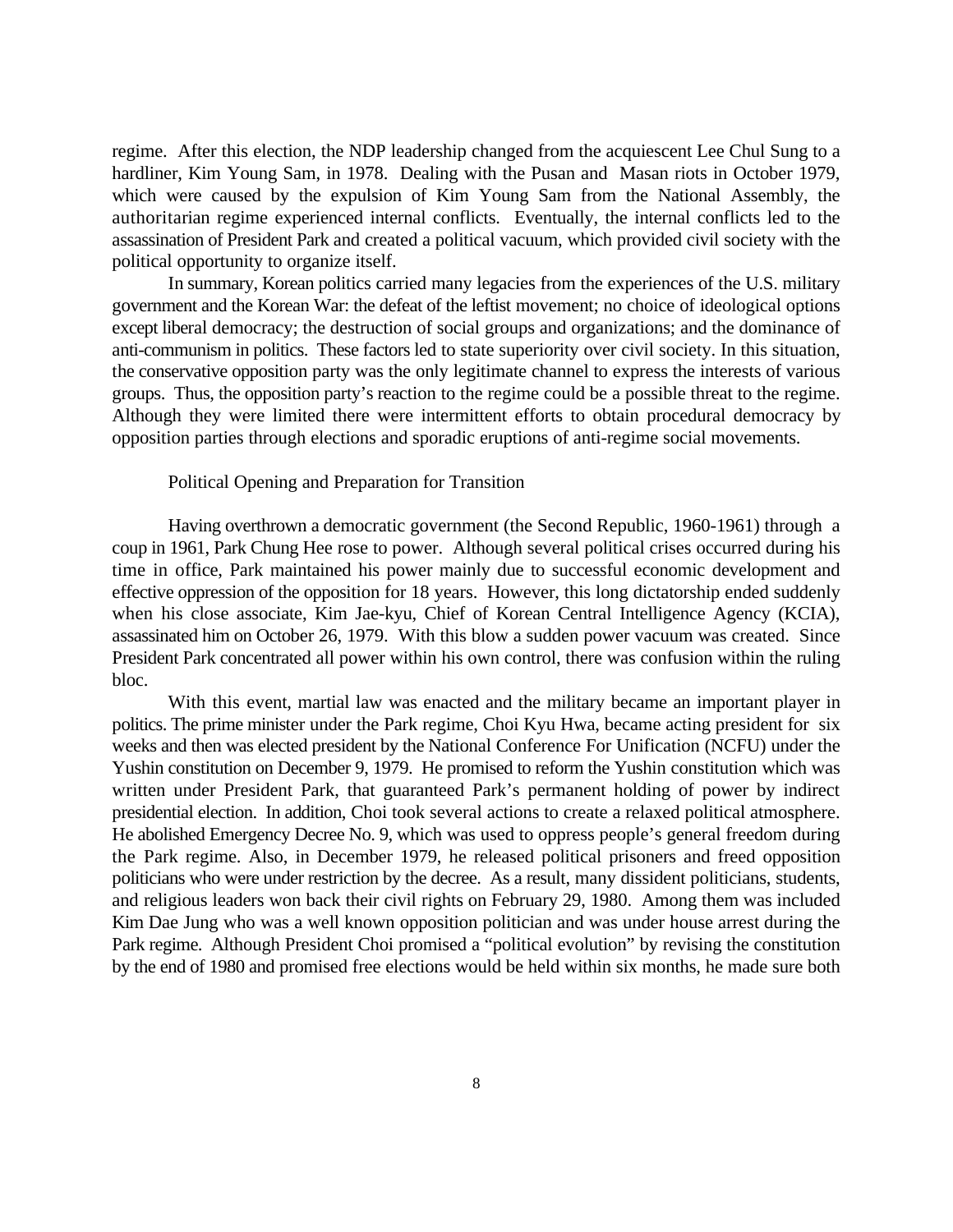regime. After this election, the NDP leadership changed from the acquiescent Lee Chul Sung to a hardliner, Kim Young Sam, in 1978. Dealing with the Pusan and Masan riots in October 1979, which were caused by the expulsion of Kim Young Sam from the National Assembly, the authoritarian regime experienced internal conflicts. Eventually, the internal conflicts led to the assassination of President Park and created a political vacuum, which provided civil society with the political opportunity to organize itself.

In summary, Korean politics carried many legacies from the experiences of the U.S. military government and the Korean War: the defeat of the leftist movement; no choice of ideological options except liberal democracy; the destruction of social groups and organizations; and the dominance of anti-communism in politics. These factors led to state superiority over civil society. In this situation, the conservative opposition party was the only legitimate channel to express the interests of various groups. Thus, the opposition party's reaction to the regime could be a possible threat to the regime. Although they were limited there were intermittent efforts to obtain procedural democracy by opposition parties through elections and sporadic eruptions of anti-regime social movements.

## Political Opening and Preparation for Transition

Having overthrown a democratic government (the Second Republic, 1960-1961) through a coup in 1961, Park Chung Hee rose to power. Although several political crises occurred during his time in office, Park maintained his power mainly due to successful economic development and effective oppression of the opposition for 18 years. However, this long dictatorship ended suddenly when his close associate, Kim Jae-kyu, Chief of Korean Central Intelligence Agency (KCIA), assassinated him on October 26, 1979. With this blow a sudden power vacuum was created. Since President Park concentrated all power within his own control, there was confusion within the ruling bloc.

With this event, martial law was enacted and the military became an important player in politics. The prime minister under the Park regime, Choi Kyu Hwa, became acting president for six weeks and then was elected president by the National Conference For Unification (NCFU) under the Yushin constitution on December 9, 1979. He promised to reform the Yushin constitution which was written under President Park, that guaranteed Park's permanent holding of power by indirect presidential election. In addition, Choi took several actions to create a relaxed political atmosphere. He abolished Emergency Decree No. 9, which was used to oppress people's general freedom during the Park regime. Also, in December 1979, he released political prisoners and freed opposition politicians who were under restriction by the decree. As a result, many dissident politicians, students, and religious leaders won back their civil rights on February 29, 1980. Among them was included Kim Dae Jung who was a well known opposition politician and was under house arrest during the Park regime. Although President Choi promised a "political evolution" by revising the constitution by the end of 1980 and promised free elections would be held within six months, he made sure both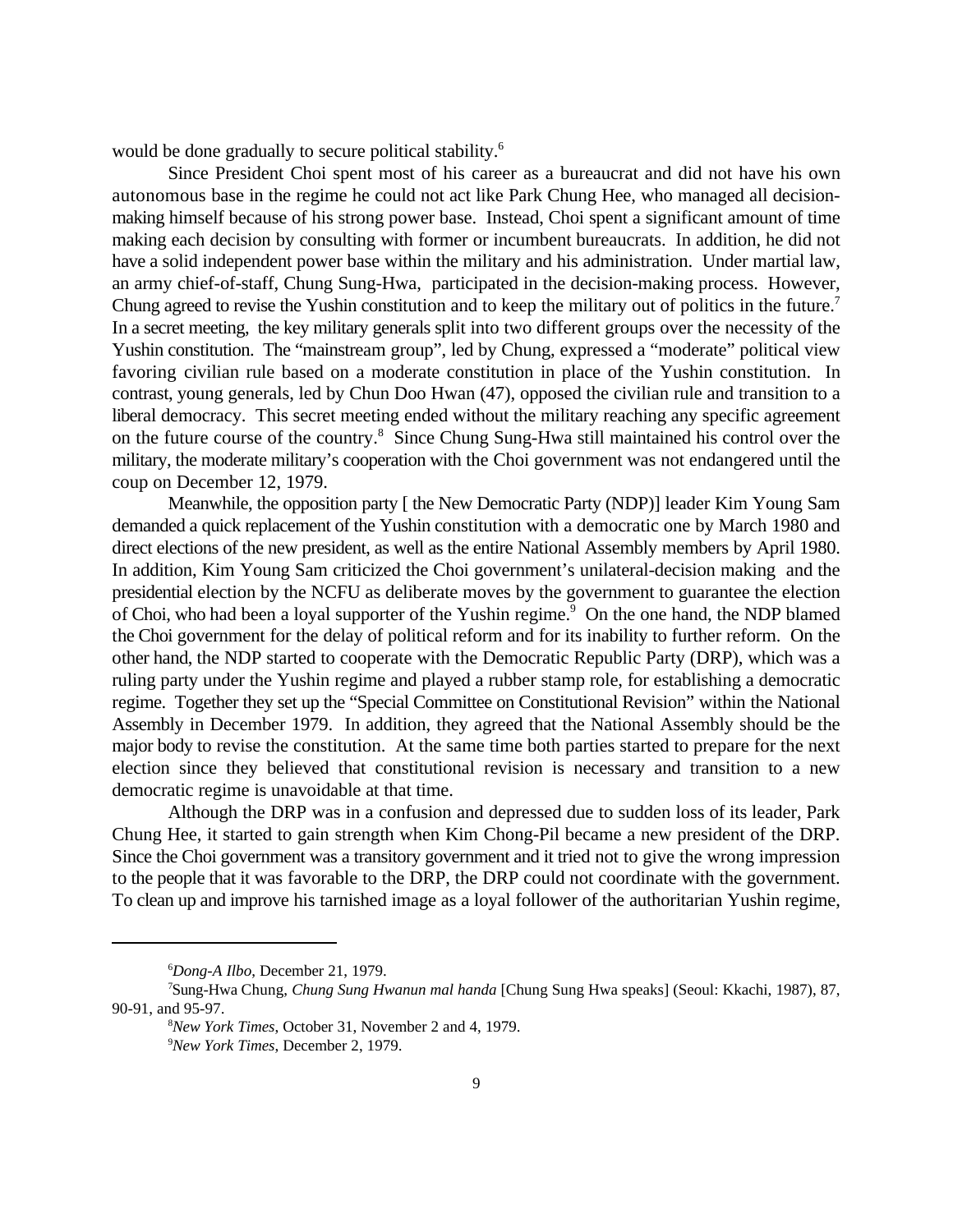would be done gradually to secure political stability.[6]

Since President Choi spent most of his career as a bureaucrat and did not have his own autonomous base in the regime he could not act like Park Chung Hee, who managed all decision-making himself because of his strong power base. Instead, Choi spent a significant amount of time making each decision by consulting with former or incumbent bureaucrats. In addition, he did not have a solid independent power base within the military and his administration. Under martial law, an army chief-of-staff, Chung Sung-Hwa, participated in the decision-making process. However, Chung agreed to revise the Yushin constitution and to keep the military out of politics in the future.[7] In a secret meeting, the key military generals split into two different groups over the necessity of the Yushin constitution. The "mainstream group", led by Chung, expressed a "moderate" political view favoring civilian rule based on a moderate constitution in place of the Yushin constitution. In contrast, young generals, led by Chun Doo Hwan (47), opposed the civilian rule and transition to a liberal democracy. This secret meeting ended without the military reaching any specific agreement on the future course of the country.[8] Since Chung Sung-Hwa still maintained his control over the military, the moderate military's cooperation with the Choi government was not endangered until the coup on December 12, 1979.

Meanwhile, the opposition party [ the New Democratic Party (NDP)] leader Kim Young Sam demanded a quick replacement of the Yushin constitution with a democratic one by March 1980 and direct elections of the new president, as well as the entire National Assembly members by April 1980. In addition, Kim Young Sam criticized the Choi government's unilateral-decision making and the presidential election by the NCFU as deliberate moves by the government to guarantee the election of Choi, who had been a loyal supporter of the Yushin regime.[9] On the one hand, the NDP blamed the Choi government for the delay of political reform and for its inability to further reform. On the other hand, the NDP started to cooperate with the Democratic Republic Party (DRP), which was a ruling party under the Yushin regime and played a rubber stamp role, for establishing a democratic regime. Together they set up the "Special Committee on Constitutional Revision" within the National Assembly in December 1979. In addition, they agreed that the National Assembly should be the major body to revise the constitution. At the same time both parties started to prepare for the next election since they believed that constitutional revision is necessary and transition to a new democratic regime is unavoidable at that time.

Although the DRP was in a confusion and depressed due to sudden loss of its leader, Park Chung Hee, it started to gain strength when Kim Chong-Pil became a new president of the DRP. Since the Choi government was a transitory government and it tried not to give the wrong impression to the people that it was favorable to the DRP, the DRP could not coordinate with the government. To clean up and improve his tarnished image as a loyal follower of the authoritarian Yushin regime,

---

[6] *Dong-A Ilbo*, December 21, 1979.

[7] Sung-Hwa Chung, *Chung Sung Hwanun mal handa* [Chung Sung Hwa speaks] (Seoul: Kkachi, 1987), 87, 90-91, and 95-97.

[8] *New York Times*, October 31, November 2 and 4, 1979.

[9] *New York Times*, December 2, 1979.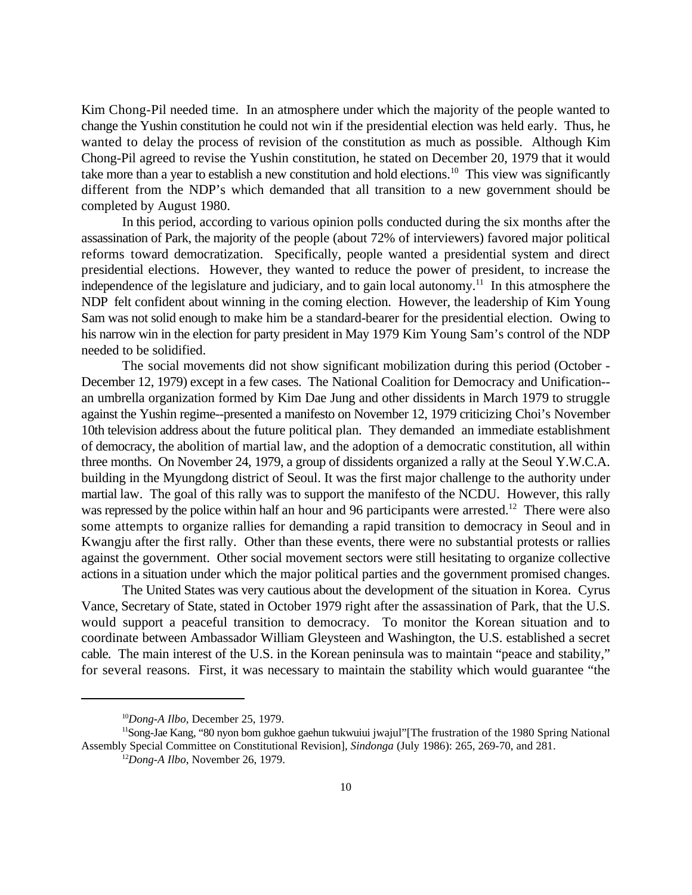Kim Chong-Pil needed time. In an atmosphere under which the majority of the people wanted to change the Yushin constitution he could not win if the presidential election was held early. Thus, he wanted to delay the process of revision of the constitution as much as possible. Although Kim Chong-Pil agreed to revise the Yushin constitution, he stated on December 20, 1979 that it would take more than a year to establish a new constitution and hold elections.[10] This view was significantly different from the NDP's which demanded that all transition to a new government should be completed by August 1980.

In this period, according to various opinion polls conducted during the six months after the assassination of Park, the majority of the people (about 72% of interviewers) favored major political reforms toward democratization. Specifically, people wanted a presidential system and direct presidential elections. However, they wanted to reduce the power of president, to increase the independence of the legislature and judiciary, and to gain local autonomy.[11] In this atmosphere the NDP felt confident about winning in the coming election. However, the leadership of Kim Young Sam was not solid enough to make him be a standard-bearer for the presidential election. Owing to his narrow win in the election for party president in May 1979 Kim Young Sam's control of the NDP needed to be solidified.

The social movements did not show significant mobilization during this period (October - December 12, 1979) except in a few cases. The National Coalition for Democracy and Unification--an umbrella organization formed by Kim Dae Jung and other dissidents in March 1979 to struggle against the Yushin regime--presented a manifesto on November 12, 1979 criticizing Choi's November 10th television address about the future political plan. They demanded an immediate establishment of democracy, the abolition of martial law, and the adoption of a democratic constitution, all within three months. On November 24, 1979, a group of dissidents organized a rally at the Seoul Y.W.C.A. building in the Myungdong district of Seoul. It was the first major challenge to the authority under martial law. The goal of this rally was to support the manifesto of the NCDU. However, this rally was repressed by the police within half an hour and 96 participants were arrested.[12] There were also some attempts to organize rallies for demanding a rapid transition to democracy in Seoul and in Kwangju after the first rally. Other than these events, there were no substantial protests or rallies against the government. Other social movement sectors were still hesitating to organize collective actions in a situation under which the major political parties and the government promised changes.

The United States was very cautious about the development of the situation in Korea. Cyrus Vance, Secretary of State, stated in October 1979 right after the assassination of Park, that the U.S. would support a peaceful transition to democracy. To monitor the Korean situation and to coordinate between Ambassador William Gleysteen and Washington, the U.S. established a secret cable. The main interest of the U.S. in the Korean peninsula was to maintain "peace and stability," for several reasons. First, it was necessary to maintain the stability which would guarantee "the

---

[10] *Dong-A Ilbo*, December 25, 1979.

[11] Song-Jae Kang, "80 nyon bom gukhoe gaehun tukwuiui jwajul"[The frustration of the 1980 Spring National Assembly Special Committee on Constitutional Revision], *Sindonga* (July 1986): 265, 269-70, and 281.

[12] *Dong-A Ilbo*, November 26, 1979.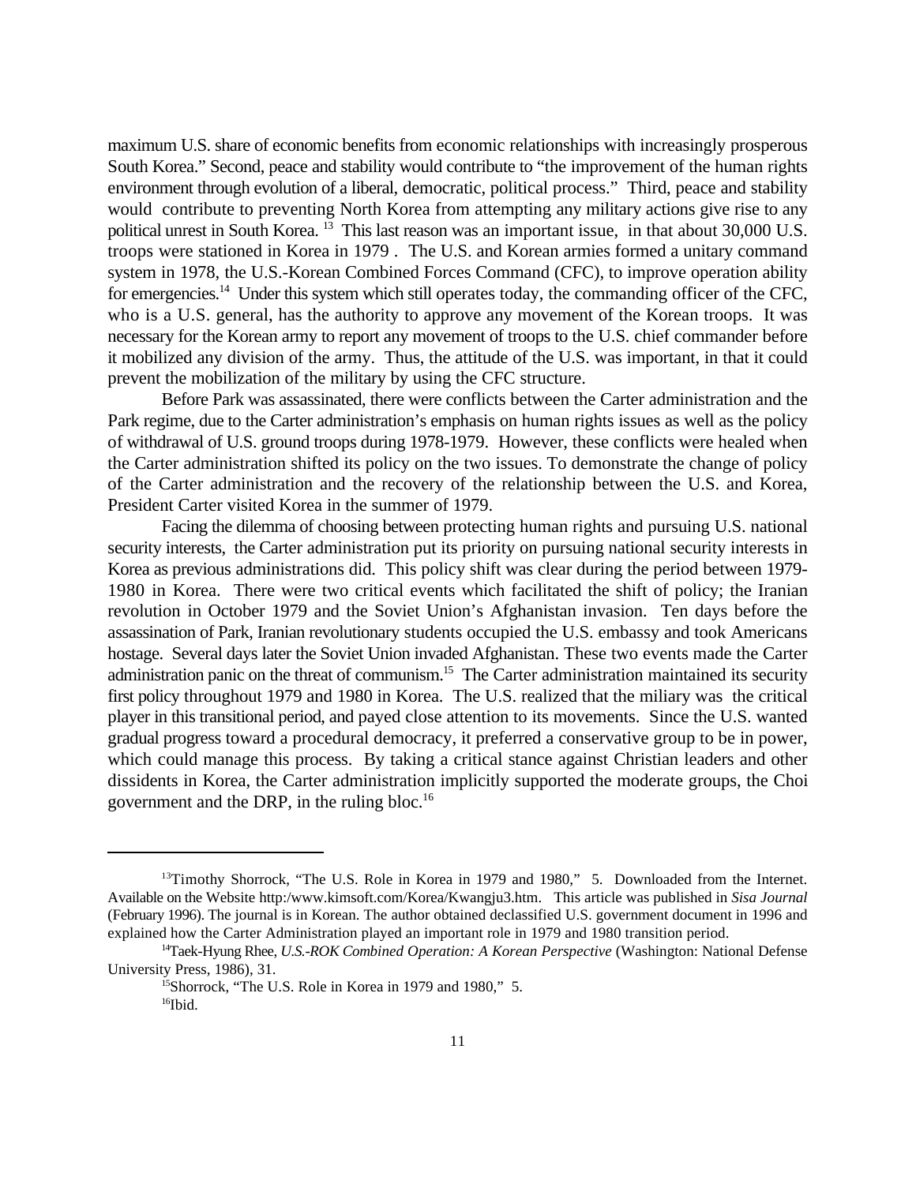maximum U.S. share of economic benefits from economic relationships with increasingly prosperous South Korea." Second, peace and stability would contribute to "the improvement of the human rights environment through evolution of a liberal, democratic, political process." Third, peace and stability would contribute to preventing North Korea from attempting any military actions give rise to any political unrest in South Korea. [13] This last reason was an important issue, in that about 30,000 U.S. troops were stationed in Korea in 1979 . The U.S. and Korean armies formed a unitary command system in 1978, the U.S.-Korean Combined Forces Command (CFC), to improve operation ability for emergencies.[14] Under this system which still operates today, the commanding officer of the CFC, who is a U.S. general, has the authority to approve any movement of the Korean troops. It was necessary for the Korean army to report any movement of troops to the U.S. chief commander before it mobilized any division of the army. Thus, the attitude of the U.S. was important, in that it could prevent the mobilization of the military by using the CFC structure.

Before Park was assassinated, there were conflicts between the Carter administration and the Park regime, due to the Carter administration's emphasis on human rights issues as well as the policy of withdrawal of U.S. ground troops during 1978-1979. However, these conflicts were healed when the Carter administration shifted its policy on the two issues. To demonstrate the change of policy of the Carter administration and the recovery of the relationship between the U.S. and Korea, President Carter visited Korea in the summer of 1979.

Facing the dilemma of choosing between protecting human rights and pursuing U.S. national security interests, the Carter administration put its priority on pursuing national security interests in Korea as previous administrations did. This policy shift was clear during the period between 1979-1980 in Korea. There were two critical events which facilitated the shift of policy; the Iranian revolution in October 1979 and the Soviet Union's Afghanistan invasion. Ten days before the assassination of Park, Iranian revolutionary students occupied the U.S. embassy and took Americans hostage. Several days later the Soviet Union invaded Afghanistan. These two events made the Carter administration panic on the threat of communism.[15] The Carter administration maintained its security first policy throughout 1979 and 1980 in Korea. The U.S. realized that the miliary was the critical player in this transitional period, and payed close attention to its movements. Since the U.S. wanted gradual progress toward a procedural democracy, it preferred a conservative group to be in power, which could manage this process. By taking a critical stance against Christian leaders and other dissidents in Korea, the Carter administration implicitly supported the moderate groups, the Choi government and the DRP, in the ruling bloc.[16]

---

[13]Timothy Shorrock, "The U.S. Role in Korea in 1979 and 1980," 5. Downloaded from the Internet. Available on the Website http:/www.kimsoft.com/Korea/Kwangju3.htm. This article was published in *Sisa Journal* (February 1996). The journal is in Korean. The author obtained declassified U.S. government document in 1996 and explained how the Carter Administration played an important role in 1979 and 1980 transition period.

[14]Taek-Hyung Rhee, *U.S.-ROK Combined Operation: A Korean Perspective* (Washington: National Defense University Press, 1986), 31.

[15]Shorrock, "The U.S. Role in Korea in 1979 and 1980," 5.

[16]Ibid.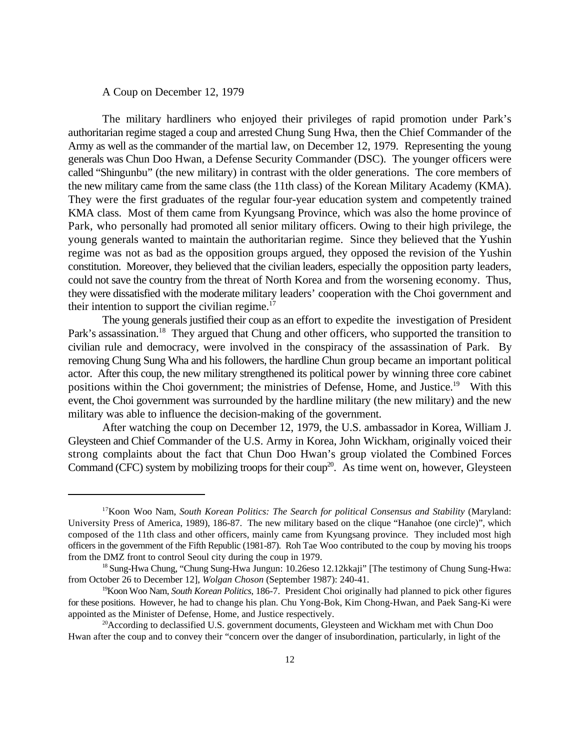## A Coup on December 12, 1979

The military hardliners who enjoyed their privileges of rapid promotion under Park's authoritarian regime staged a coup and arrested Chung Sung Hwa, then the Chief Commander of the Army as well as the commander of the martial law, on December 12, 1979. Representing the young generals was Chun Doo Hwan, a Defense Security Commander (DSC). The younger officers were called "Shingunbu" (the new military) in contrast with the older generations. The core members of the new military came from the same class (the 11th class) of the Korean Military Academy (KMA). They were the first graduates of the regular four-year education system and competently trained KMA class. Most of them came from Kyungsang Province, which was also the home province of Park, who personally had promoted all senior military officers. Owing to their high privilege, the young generals wanted to maintain the authoritarian regime. Since they believed that the Yushin regime was not as bad as the opposition groups argued, they opposed the revision of the Yushin constitution. Moreover, they believed that the civilian leaders, especially the opposition party leaders, could not save the country from the threat of North Korea and from the worsening economy. Thus, they were dissatisfied with the moderate military leaders' cooperation with the Choi government and their intention to support the civilian regime.[17]

The young generals justified their coup as an effort to expedite the investigation of President Park's assassination.[18] They argued that Chung and other officers, who supported the transition to civilian rule and democracy, were involved in the conspiracy of the assassination of Park. By removing Chung Sung Wha and his followers, the hardline Chun group became an important political actor. After this coup, the new military strengthened its political power by winning three core cabinet positions within the Choi government; the ministries of Defense, Home, and Justice.[19] With this event, the Choi government was surrounded by the hardline military (the new military) and the new military was able to influence the decision-making of the government.

After watching the coup on December 12, 1979, the U.S. ambassador in Korea, William J. Gleysteen and Chief Commander of the U.S. Army in Korea, John Wickham, originally voiced their strong complaints about the fact that Chun Doo Hwan's group violated the Combined Forces Command (CFC) system by mobilizing troops for their coup[20]. As time went on, however, Gleysteen

---

[17] Koon Woo Nam, *South Korean Politics: The Search for political Consensus and Stability* (Maryland: University Press of America, 1989), 186-87. The new military based on the clique "Hanahoe (one circle)", which composed of the 11th class and other officers, mainly came from Kyungsang province. They included most high officers in the government of the Fifth Republic (1981-87). Roh Tae Woo contributed to the coup by moving his troops from the DMZ front to control Seoul city during the coup in 1979.

[18] Sung-Hwa Chung, "Chung Sung-Hwa Jungun: 10.26eso 12.12kkaji" [The testimony of Chung Sung-Hwa: from October 26 to December 12], *Wolgan Choson* (September 1987): 240-41.

[19] Koon Woo Nam, *South Korean Politics*, 186-7. President Choi originally had planned to pick other figures for these positions. However, he had to change his plan. Chu Yong-Bok, Kim Chong-Hwan, and Paek Sang-Ki were appointed as the Minister of Defense, Home, and Justice respectively.

[20] According to declassified U.S. government documents, Gleysteen and Wickham met with Chun Doo Hwan after the coup and to convey their "concern over the danger of insubordination, particularly, in light of the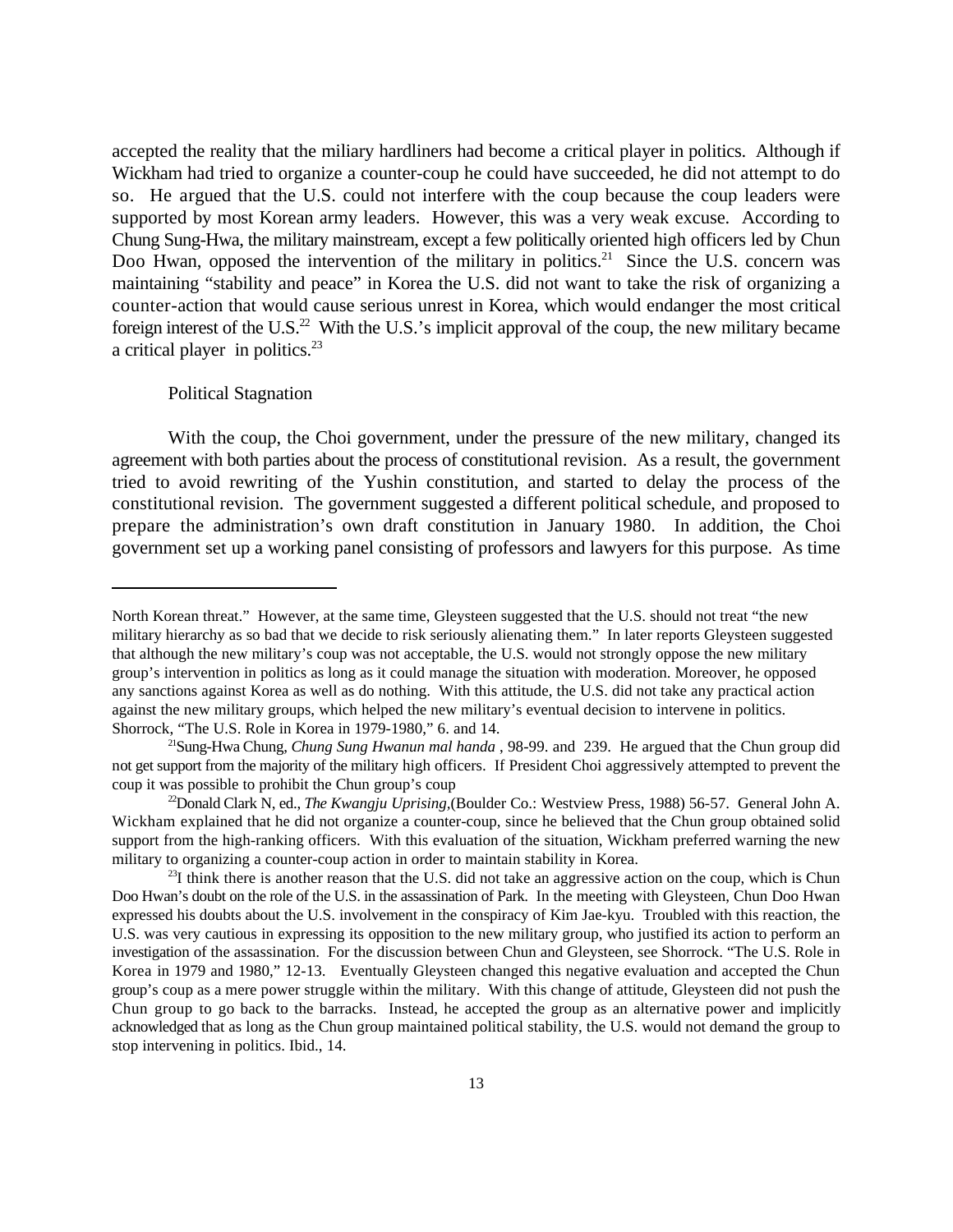accepted the reality that the miliary hardliners had become a critical player in politics. Although if Wickham had tried to organize a counter-coup he could have succeeded, he did not attempt to do so. He argued that the U.S. could not interfere with the coup because the coup leaders were supported by most Korean army leaders. However, this was a very weak excuse. According to Chung Sung-Hwa, the military mainstream, except a few politically oriented high officers led by Chun Doo Hwan, opposed the intervention of the military in politics.[21] Since the U.S. concern was maintaining "stability and peace" in Korea the U.S. did not want to take the risk of organizing a counter-action that would cause serious unrest in Korea, which would endanger the most critical foreign interest of the U.S.[22] With the U.S.'s implicit approval of the coup, the new military became a critical player in politics.[23]

### Political Stagnation

With the coup, the Choi government, under the pressure of the new military, changed its agreement with both parties about the process of constitutional revision. As a result, the government tried to avoid rewriting of the Yushin constitution, and started to delay the process of the constitutional revision. The government suggested a different political schedule, and proposed to prepare the administration's own draft constitution in January 1980. In addition, the Choi government set up a working panel consisting of professors and lawyers for this purpose. As time

---

North Korean threat." However, at the same time, Gleysteen suggested that the U.S. should not treat "the new military hierarchy as so bad that we decide to risk seriously alienating them." In later reports Gleysteen suggested that although the new military's coup was not acceptable, the U.S. would not strongly oppose the new military group's intervention in politics as long as it could manage the situation with moderation. Moreover, he opposed any sanctions against Korea as well as do nothing. With this attitude, the U.S. did not take any practical action against the new military groups, which helped the new military's eventual decision to intervene in politics. Shorrock, "The U.S. Role in Korea in 1979-1980," 6. and 14.

[21] Sung-Hwa Chung, *Chung Sung Hwanun mal handa* , 98-99. and 239. He argued that the Chun group did not get support from the majority of the military high officers. If President Choi aggressively attempted to prevent the coup it was possible to prohibit the Chun group's coup

[22] Donald Clark N, ed., *The Kwangju Uprising*,(Boulder Co.: Westview Press, 1988) 56-57. General John A. Wickham explained that he did not organize a counter-coup, since he believed that the Chun group obtained solid support from the high-ranking officers. With this evaluation of the situation, Wickham preferred warning the new military to organizing a counter-coup action in order to maintain stability in Korea.

[23] I think there is another reason that the U.S. did not take an aggressive action on the coup, which is Chun Doo Hwan's doubt on the role of the U.S. in the assassination of Park. In the meeting with Gleysteen, Chun Doo Hwan expressed his doubts about the U.S. involvement in the conspiracy of Kim Jae-kyu. Troubled with this reaction, the U.S. was very cautious in expressing its opposition to the new military group, who justified its action to perform an investigation of the assassination. For the discussion between Chun and Gleysteen, see Shorrock. "The U.S. Role in Korea in 1979 and 1980," 12-13. Eventually Gleysteen changed this negative evaluation and accepted the Chun group's coup as a mere power struggle within the military. With this change of attitude, Gleysteen did not push the Chun group to go back to the barracks. Instead, he accepted the group as an alternative power and implicitly acknowledged that as long as the Chun group maintained political stability, the U.S. would not demand the group to stop intervening in politics. Ibid., 14.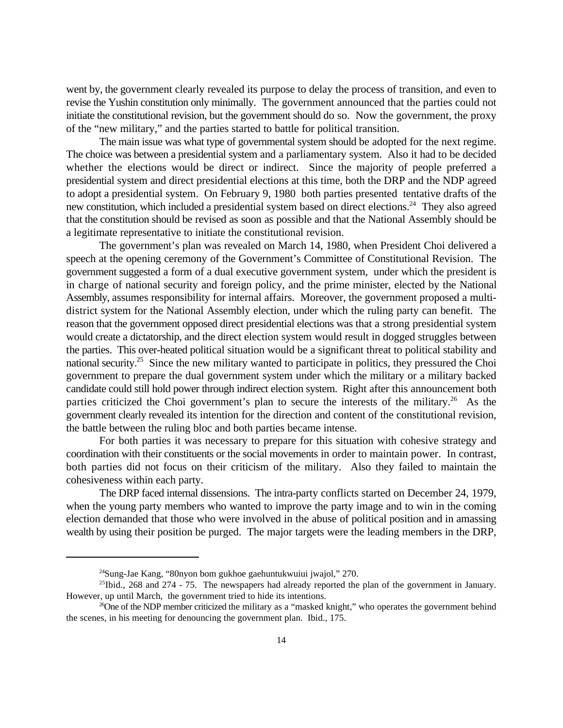went by, the government clearly revealed its purpose to delay the process of transition, and even to revise the Yushin constitution only minimally. The government announced that the parties could not initiate the constitutional revision, but the government should do so. Now the government, the proxy of the "new military," and the parties started to battle for political transition.

The main issue was what type of governmental system should be adopted for the next regime. The choice was between a presidential system and a parliamentary system. Also it had to be decided whether the elections would be direct or indirect. Since the majority of people preferred a presidential system and direct presidential elections at this time, both the DRP and the NDP agreed to adopt a presidential system. On February 9, 1980 both parties presented tentative drafts of the new constitution, which included a presidential system based on direct elections.[24] They also agreed that the constitution should be revised as soon as possible and that the National Assembly should be a legitimate representative to initiate the constitutional revision.

The government's plan was revealed on March 14, 1980, when President Choi delivered a speech at the opening ceremony of the Government's Committee of Constitutional Revision. The government suggested a form of a dual executive government system, under which the president is in charge of national security and foreign policy, and the prime minister, elected by the National Assembly, assumes responsibility for internal affairs. Moreover, the government proposed a multi-district system for the National Assembly election, under which the ruling party can benefit. The reason that the government opposed direct presidential elections was that a strong presidential system would create a dictatorship, and the direct election system would result in dogged struggles between the parties. This over-heated political situation would be a significant threat to political stability and national security.[25] Since the new military wanted to participate in politics, they pressured the Choi government to prepare the dual government system under which the military or a military backed candidate could still hold power through indirect election system. Right after this announcement both parties criticized the Choi government's plan to secure the interests of the military.[26] As the government clearly revealed its intention for the direction and content of the constitutional revision, the battle between the ruling bloc and both parties became intense.

For both parties it was necessary to prepare for this situation with cohesive strategy and coordination with their constituents or the social movements in order to maintain power. In contrast, both parties did not focus on their criticism of the military. Also they failed to maintain the cohesiveness within each party.

The DRP faced internal dissensions. The intra-party conflicts started on December 24, 1979, when the young party members who wanted to improve the party image and to win in the coming election demanded that those who were involved in the abuse of political position and in amassing wealth by using their position be purged. The major targets were the leading members in the DRP,

---

[24] Sung-Jae Kang, "80nyon bom gukhoe gaehuntukwuiui jwajol," 270.

[25] Ibid., 268 and 274 - 75. The newspapers had already reported the plan of the government in January. However, up until March, the government tried to hide its intentions.

[26] One of the NDP member criticized the military as a "masked knight," who operates the government behind the scenes, in his meeting for denouncing the government plan. Ibid., 175.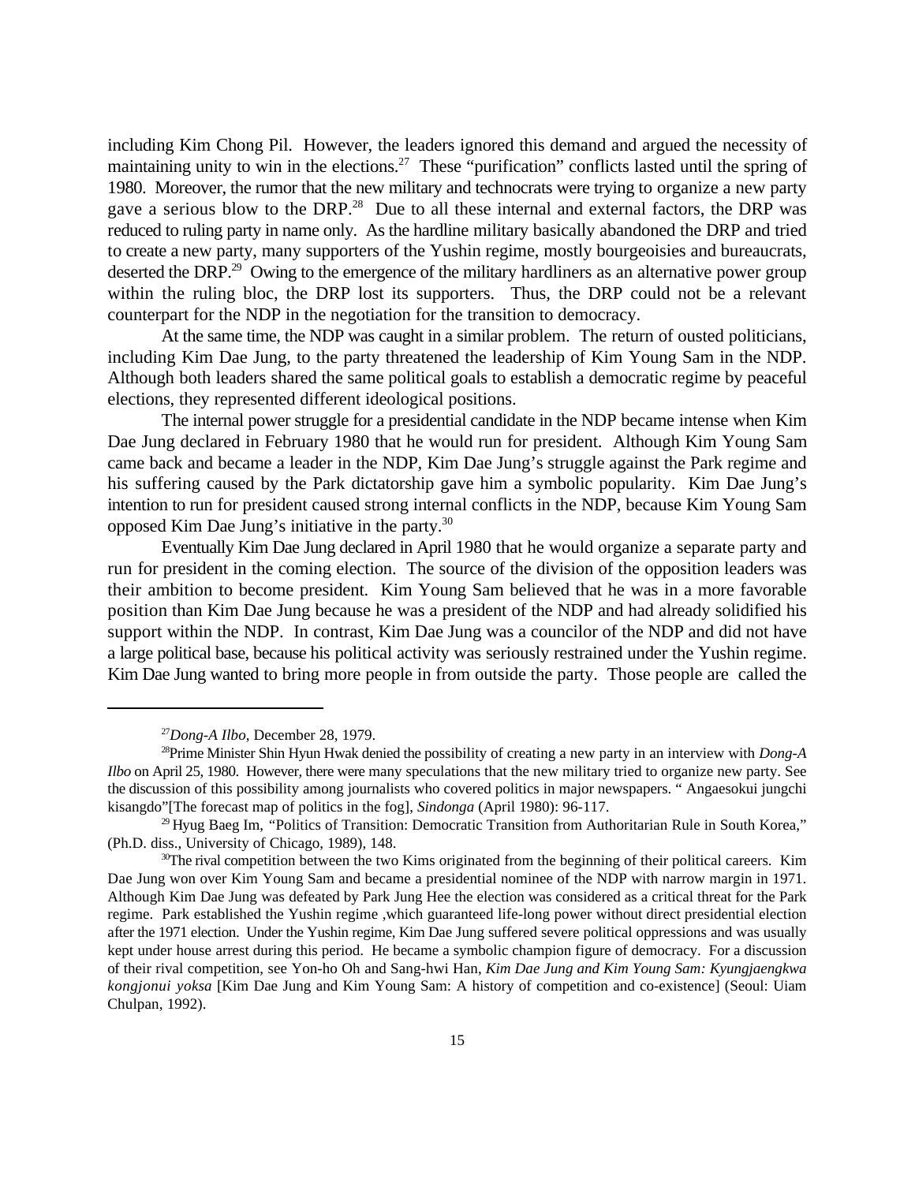including Kim Chong Pil. However, the leaders ignored this demand and argued the necessity of maintaining unity to win in the elections.[27] These "purification" conflicts lasted until the spring of 1980. Moreover, the rumor that the new military and technocrats were trying to organize a new party gave a serious blow to the DRP.[28] Due to all these internal and external factors, the DRP was reduced to ruling party in name only. As the hardline military basically abandoned the DRP and tried to create a new party, many supporters of the Yushin regime, mostly bourgeoisies and bureaucrats, deserted the DRP.[29] Owing to the emergence of the military hardliners as an alternative power group within the ruling bloc, the DRP lost its supporters. Thus, the DRP could not be a relevant counterpart for the NDP in the negotiation for the transition to democracy.

At the same time, the NDP was caught in a similar problem. The return of ousted politicians, including Kim Dae Jung, to the party threatened the leadership of Kim Young Sam in the NDP. Although both leaders shared the same political goals to establish a democratic regime by peaceful elections, they represented different ideological positions.

The internal power struggle for a presidential candidate in the NDP became intense when Kim Dae Jung declared in February 1980 that he would run for president. Although Kim Young Sam came back and became a leader in the NDP, Kim Dae Jung's struggle against the Park regime and his suffering caused by the Park dictatorship gave him a symbolic popularity. Kim Dae Jung's intention to run for president caused strong internal conflicts in the NDP, because Kim Young Sam opposed Kim Dae Jung's initiative in the party.[30]

Eventually Kim Dae Jung declared in April 1980 that he would organize a separate party and run for president in the coming election. The source of the division of the opposition leaders was their ambition to become president. Kim Young Sam believed that he was in a more favorable position than Kim Dae Jung because he was a president of the NDP and had already solidified his support within the NDP. In contrast, Kim Dae Jung was a councilor of the NDP and did not have a large political base, because his political activity was seriously restrained under the Yushin regime. Kim Dae Jung wanted to bring more people in from outside the party. Those people are called the

---

[27] *Dong-A Ilbo*, December 28, 1979.

[28] Prime Minister Shin Hyun Hwak denied the possibility of creating a new party in an interview with *Dong-A Ilbo* on April 25, 1980. However, there were many speculations that the new military tried to organize new party. See the discussion of this possibility among journalists who covered politics in major newspapers. " Angaesokui jungchi kisangdo"[The forecast map of politics in the fog], *Sindonga* (April 1980): 96-117.

[29] Hyug Baeg Im, "Politics of Transition: Democratic Transition from Authoritarian Rule in South Korea," (Ph.D. diss., University of Chicago, 1989), 148.

[30] The rival competition between the two Kims originated from the beginning of their political careers. Kim Dae Jung won over Kim Young Sam and became a presidential nominee of the NDP with narrow margin in 1971. Although Kim Dae Jung was defeated by Park Jung Hee the election was considered as a critical threat for the Park regime. Park established the Yushin regime ,which guaranteed life-long power without direct presidential election after the 1971 election. Under the Yushin regime, Kim Dae Jung suffered severe political oppressions and was usually kept under house arrest during this period. He became a symbolic champion figure of democracy. For a discussion of their rival competition, see Yon-ho Oh and Sang-hwi Han, *Kim Dae Jung and Kim Young Sam: Kyungjaengkwa kongjonui yoksa* [Kim Dae Jung and Kim Young Sam: A history of competition and co-existence] (Seoul: Uiam Chulpan, 1992).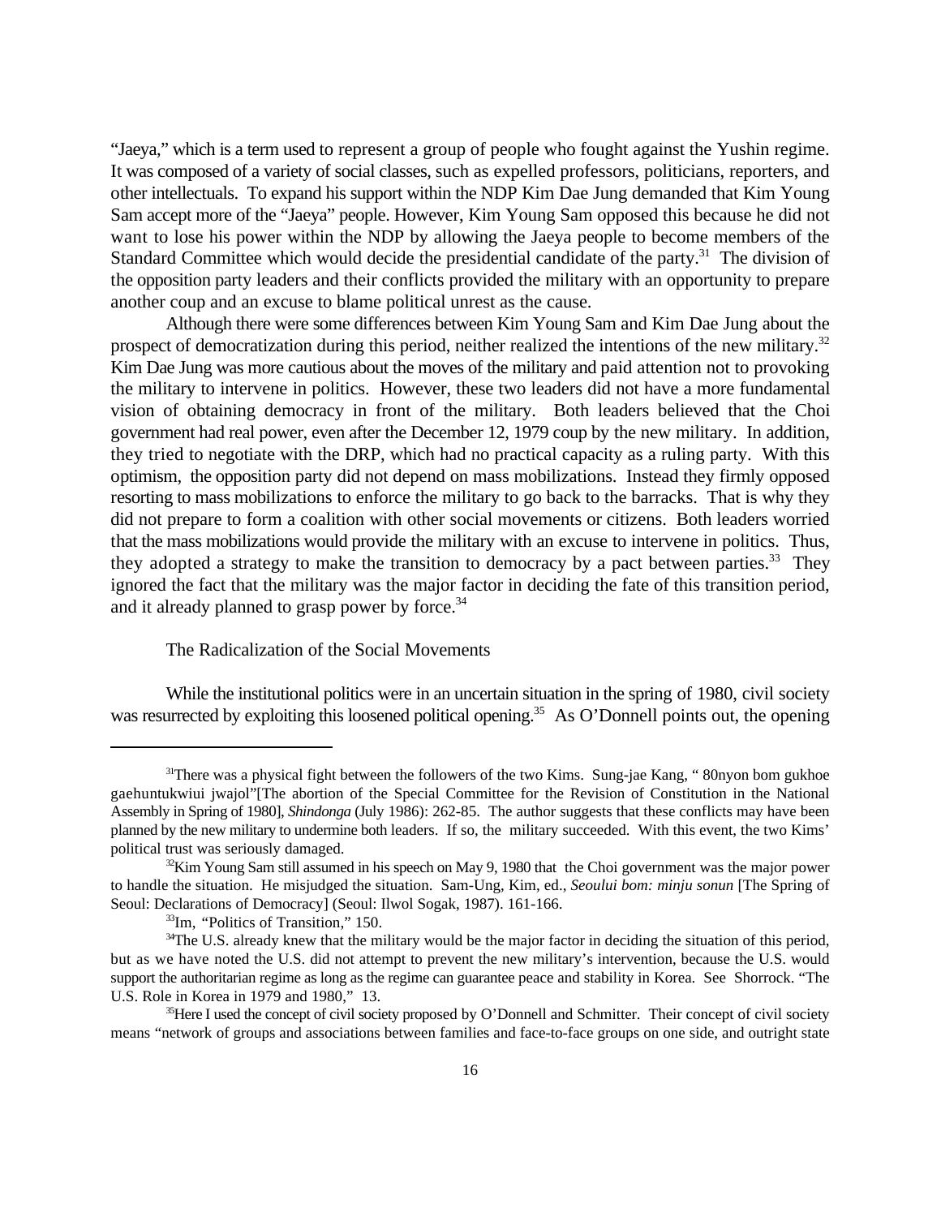"Jaeya," which is a term used to represent a group of people who fought against the Yushin regime. It was composed of a variety of social classes, such as expelled professors, politicians, reporters, and other intellectuals. To expand his support within the NDP Kim Dae Jung demanded that Kim Young Sam accept more of the "Jaeya" people. However, Kim Young Sam opposed this because he did not want to lose his power within the NDP by allowing the Jaeya people to become members of the Standard Committee which would decide the presidential candidate of the party.[31] The division of the opposition party leaders and their conflicts provided the military with an opportunity to prepare another coup and an excuse to blame political unrest as the cause.

Although there were some differences between Kim Young Sam and Kim Dae Jung about the prospect of democratization during this period, neither realized the intentions of the new military.[32] Kim Dae Jung was more cautious about the moves of the military and paid attention not to provoking the military to intervene in politics. However, these two leaders did not have a more fundamental vision of obtaining democracy in front of the military. Both leaders believed that the Choi government had real power, even after the December 12, 1979 coup by the new military. In addition, they tried to negotiate with the DRP, which had no practical capacity as a ruling party. With this optimism, the opposition party did not depend on mass mobilizations. Instead they firmly opposed resorting to mass mobilizations to enforce the military to go back to the barracks. That is why they did not prepare to form a coalition with other social movements or citizens. Both leaders worried that the mass mobilizations would provide the military with an excuse to intervene in politics. Thus, they adopted a strategy to make the transition to democracy by a pact between parties.[33] They ignored the fact that the military was the major factor in deciding the fate of this transition period, and it already planned to grasp power by force.[34]

## The Radicalization of the Social Movements

While the institutional politics were in an uncertain situation in the spring of 1980, civil society was resurrected by exploiting this loosened political opening.[35] As O'Donnell points out, the opening

---

[31] There was a physical fight between the followers of the two Kims. Sung-jae Kang, " 80nyon bom gukhoe gaehuntukwiui jwajol"[The abortion of the Special Committee for the Revision of Constitution in the National Assembly in Spring of 1980], *Shindonga* (July 1986): 262-85. The author suggests that these conflicts may have been planned by the new military to undermine both leaders. If so, the military succeeded. With this event, the two Kims' political trust was seriously damaged.

[32] Kim Young Sam still assumed in his speech on May 9, 1980 that the Choi government was the major power to handle the situation. He misjudged the situation. Sam-Ung, Kim, ed., *Seoului bom: minju sonun* [The Spring of Seoul: Declarations of Democracy] (Seoul: Ilwol Sogak, 1987). 161-166.

[33] Im, "Politics of Transition," 150.

[34] The U.S. already knew that the military would be the major factor in deciding the situation of this period, but as we have noted the U.S. did not attempt to prevent the new military's intervention, because the U.S. would support the authoritarian regime as long as the regime can guarantee peace and stability in Korea. See Shorrock. "The U.S. Role in Korea in 1979 and 1980," 13.

[35] Here I used the concept of civil society proposed by O'Donnell and Schmitter. Their concept of civil society means "network of groups and associations between families and face-to-face groups on one side, and outright state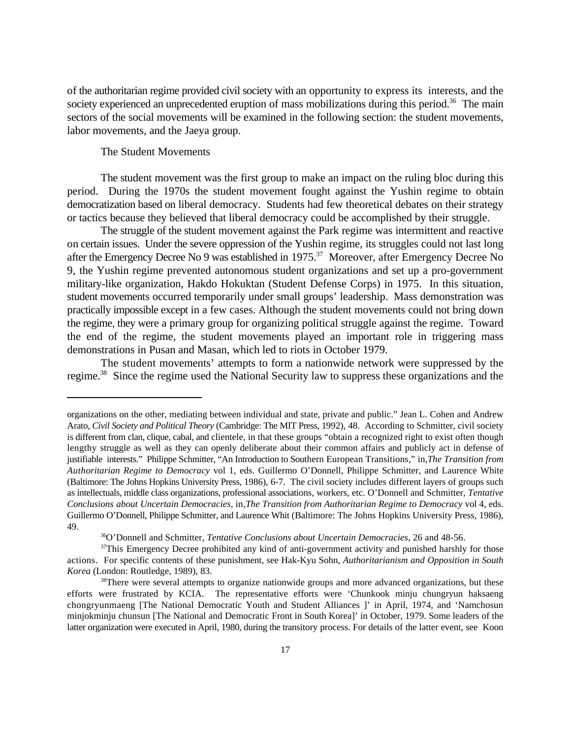of the authoritarian regime provided civil society with an opportunity to express its interests, and the society experienced an unprecedented eruption of mass mobilizations during this period.[36] The main sectors of the social movements will be examined in the following section: the student movements, labor movements, and the Jaeya group.

### The Student Movements

The student movement was the first group to make an impact on the ruling bloc during this period. During the 1970s the student movement fought against the Yushin regime to obtain democratization based on liberal democracy. Students had few theoretical debates on their strategy or tactics because they believed that liberal democracy could be accomplished by their struggle.

The struggle of the student movement against the Park regime was intermittent and reactive on certain issues. Under the severe oppression of the Yushin regime, its struggles could not last long after the Emergency Decree No 9 was established in 1975.[37] Moreover, after Emergency Decree No 9, the Yushin regime prevented autonomous student organizations and set up a pro-government military-like organization, Hakdo Hokuktan (Student Defense Corps) in 1975. In this situation, student movements occurred temporarily under small groups' leadership. Mass demonstration was practically impossible except in a few cases. Although the student movements could not bring down the regime, they were a primary group for organizing political struggle against the regime. Toward the end of the regime, the student movements played an important role in triggering mass demonstrations in Pusan and Masan, which led to riots in October 1979.

The student movements' attempts to form a nationwide network were suppressed by the regime.[38] Since the regime used the National Security law to suppress these organizations and the

---

organizations on the other, mediating between individual and state, private and public." Jean L. Cohen and Andrew Arato, *Civil Society and Political Theory* (Cambridge: The MIT Press, 1992), 48. According to Schmitter, civil society is different from clan, clique, cabal, and clientele, in that these groups "obtain a recognized right to exist often though lengthy struggle as well as they can openly deliberate about their common affairs and publicly act in defense of justifiable interests." Philippe Schmitter, "An Introduction to Southern European Transitions," in,*The Transition from Authoritarian Regime to Democracy* vol 1, eds. Guillermo O'Donnell, Philippe Schmitter, and Laurence White (Baltimore: The Johns Hopkins University Press, 1986), 6-7. The civil society includes different layers of groups such as intellectuals, middle class organizations, professional associations, workers, etc. O'Donnell and Schmitter, *Tentative Conclusions about Uncertain Democracies,* in,*The Transition from Authoritarian Regime to Democracy* vol 4, eds. Guillermo O'Donnell, Philippe Schmitter, and Laurence Whit (Baltimore: The Johns Hopkins University Press, 1986), 49.

[36] O'Donnell and Schmitter, *Tentative Conclusions about Uncertain Democracies*, 26 and 48-56.

[37] This Emergency Decree prohibited any kind of anti-government activity and punished harshly for those actions. For specific contents of these punishment, see Hak-Kyu Sohn, *Authoritarianism and Opposition in South Korea* (London: Routledge, 1989), 83.

[38] There were several attempts to organize nationwide groups and more advanced organizations, but these efforts were frustrated by KCIA. The representative efforts were 'Chunkook minju chungryun haksaeng chongryunmaeng [The National Democratic Youth and Student Alliances ]' in April, 1974, and 'Namchosun minjokminju chunsun [The National and Democratic Front in South Korea]' in October, 1979. Some leaders of the latter organization were executed in April, 1980, during the transitory process. For details of the latter event, see Koon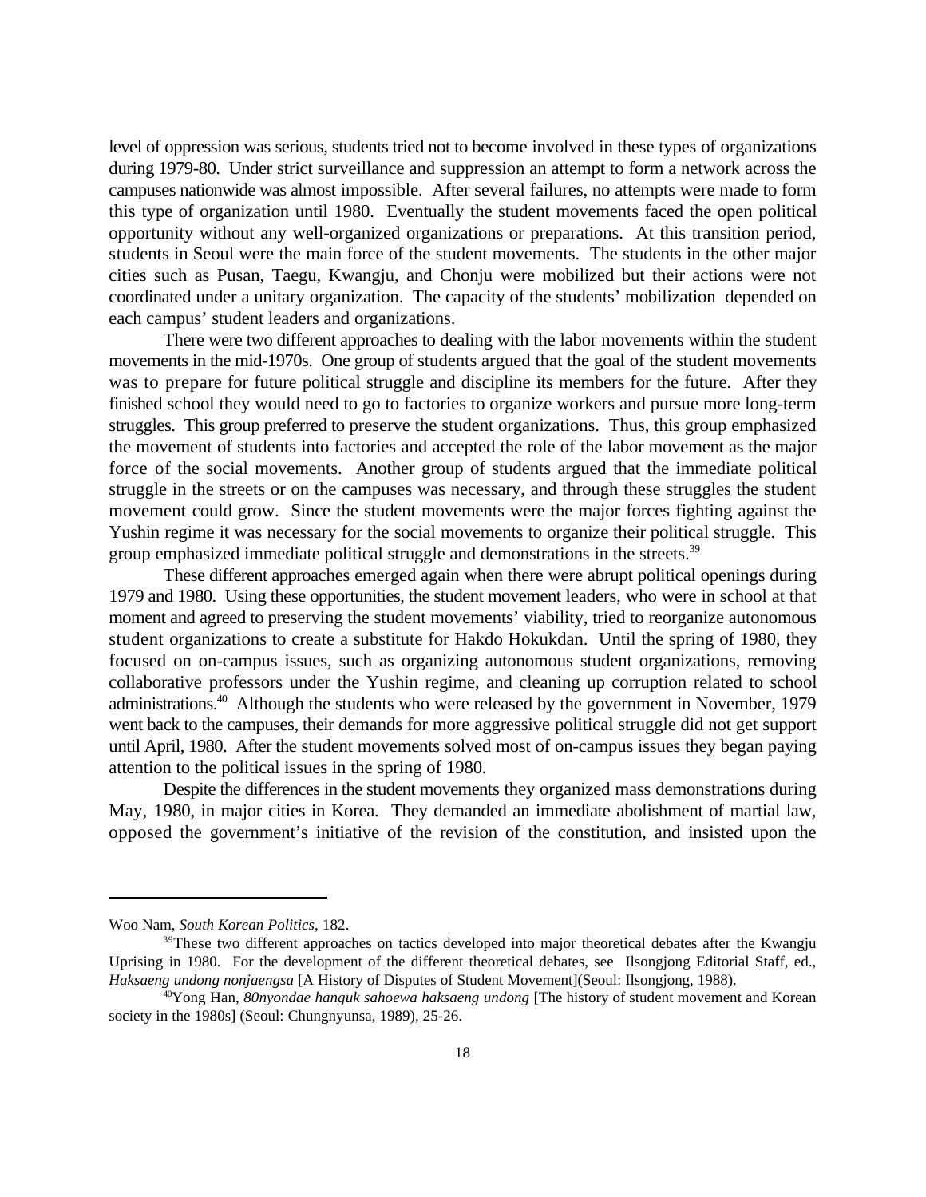level of oppression was serious, students tried not to become involved in these types of organizations during 1979-80. Under strict surveillance and suppression an attempt to form a network across the campuses nationwide was almost impossible. After several failures, no attempts were made to form this type of organization until 1980. Eventually the student movements faced the open political opportunity without any well-organized organizations or preparations. At this transition period, students in Seoul were the main force of the student movements. The students in the other major cities such as Pusan, Taegu, Kwangju, and Chonju were mobilized but their actions were not coordinated under a unitary organization. The capacity of the students' mobilization depended on each campus' student leaders and organizations.

There were two different approaches to dealing with the labor movements within the student movements in the mid-1970s. One group of students argued that the goal of the student movements was to prepare for future political struggle and discipline its members for the future. After they finished school they would need to go to factories to organize workers and pursue more long-term struggles. This group preferred to preserve the student organizations. Thus, this group emphasized the movement of students into factories and accepted the role of the labor movement as the major force of the social movements. Another group of students argued that the immediate political struggle in the streets or on the campuses was necessary, and through these struggles the student movement could grow. Since the student movements were the major forces fighting against the Yushin regime it was necessary for the social movements to organize their political struggle. This group emphasized immediate political struggle and demonstrations in the streets.[39]

These different approaches emerged again when there were abrupt political openings during 1979 and 1980. Using these opportunities, the student movement leaders, who were in school at that moment and agreed to preserving the student movements' viability, tried to reorganize autonomous student organizations to create a substitute for Hakdo Hokukdan. Until the spring of 1980, they focused on on-campus issues, such as organizing autonomous student organizations, removing collaborative professors under the Yushin regime, and cleaning up corruption related to school administrations.[40] Although the students who were released by the government in November, 1979 went back to the campuses, their demands for more aggressive political struggle did not get support until April, 1980. After the student movements solved most of on-campus issues they began paying attention to the political issues in the spring of 1980.

Despite the differences in the student movements they organized mass demonstrations during May, 1980, in major cities in Korea. They demanded an immediate abolishment of martial law, opposed the government's initiative of the revision of the constitution, and insisted upon the

---

Woo Nam, *South Korean Politics*, 182.

[39] These two different approaches on tactics developed into major theoretical debates after the Kwangju Uprising in 1980. For the development of the different theoretical debates, see Ilsongjong Editorial Staff, ed., *Haksaeng undong nonjaengsa* [A History of Disputes of Student Movement](Seoul: Ilsongjong, 1988).

[40] Yong Han, *80nyondae hanguk sahoewa haksaeng undong* [The history of student movement and Korean society in the 1980s] (Seoul: Chungnyunsa, 1989), 25-26.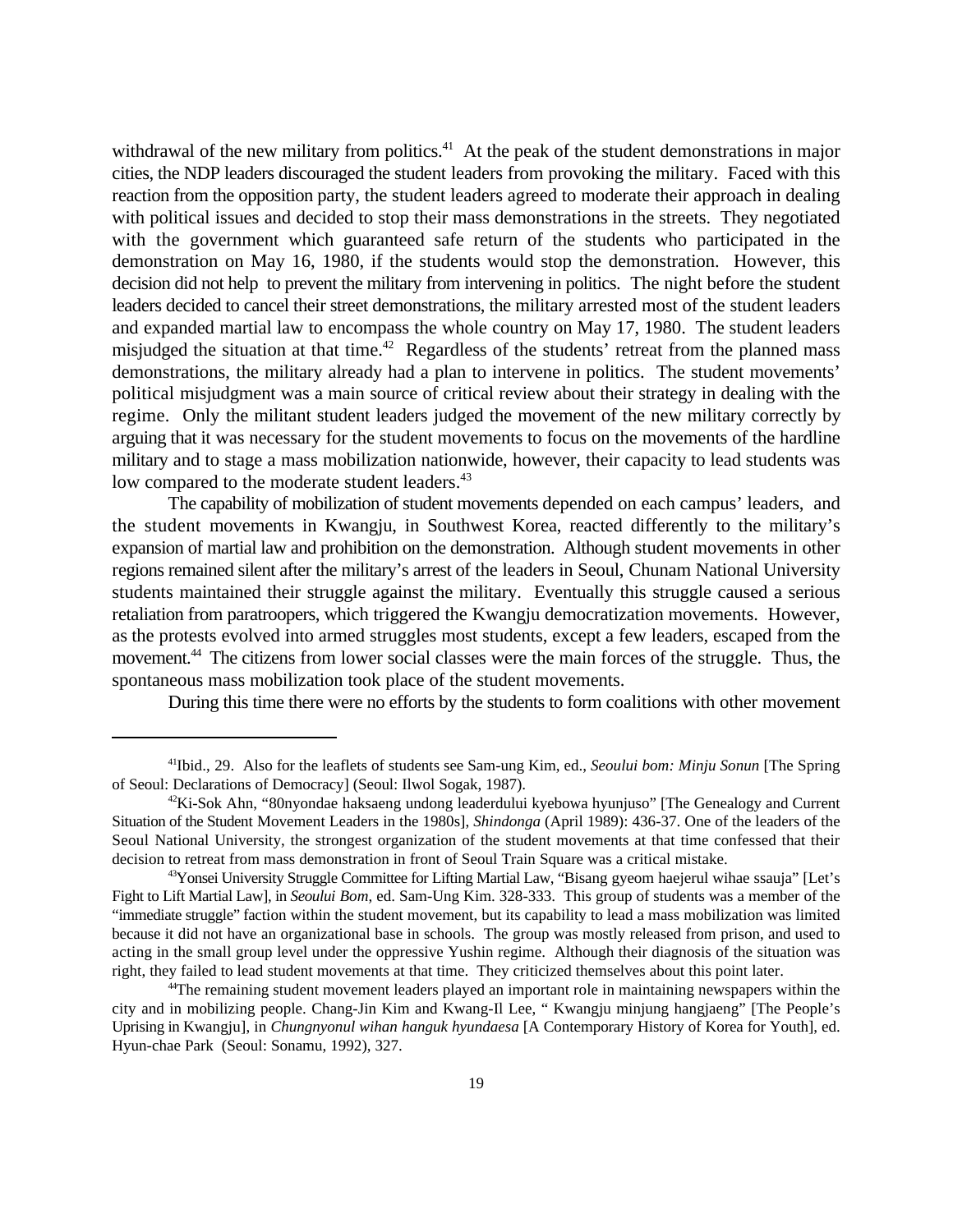withdrawal of the new military from politics.[41] At the peak of the student demonstrations in major cities, the NDP leaders discouraged the student leaders from provoking the military. Faced with this reaction from the opposition party, the student leaders agreed to moderate their approach in dealing with political issues and decided to stop their mass demonstrations in the streets. They negotiated with the government which guaranteed safe return of the students who participated in the demonstration on May 16, 1980, if the students would stop the demonstration. However, this decision did not help to prevent the military from intervening in politics. The night before the student leaders decided to cancel their street demonstrations, the military arrested most of the student leaders and expanded martial law to encompass the whole country on May 17, 1980. The student leaders misjudged the situation at that time.[42] Regardless of the students' retreat from the planned mass demonstrations, the military already had a plan to intervene in politics. The student movements' political misjudgment was a main source of critical review about their strategy in dealing with the regime. Only the militant student leaders judged the movement of the new military correctly by arguing that it was necessary for the student movements to focus on the movements of the hardline military and to stage a mass mobilization nationwide, however, their capacity to lead students was low compared to the moderate student leaders.[43]

The capability of mobilization of student movements depended on each campus' leaders, and the student movements in Kwangju, in Southwest Korea, reacted differently to the military's expansion of martial law and prohibition on the demonstration. Although student movements in other regions remained silent after the military's arrest of the leaders in Seoul, Chunam National University students maintained their struggle against the military. Eventually this struggle caused a serious retaliation from paratroopers, which triggered the Kwangju democratization movements. However, as the protests evolved into armed struggles most students, except a few leaders, escaped from the movement.[44] The citizens from lower social classes were the main forces of the struggle. Thus, the spontaneous mass mobilization took place of the student movements.

During this time there were no efforts by the students to form coalitions with other movement

---

[41] Ibid., 29. Also for the leaflets of students see Sam-ung Kim, ed., *Seoului bom: Minju Sonun* [The Spring of Seoul: Declarations of Democracy] (Seoul: Ilwol Sogak, 1987).

[42] Ki-Sok Ahn, "80nyondae haksaeng undong leaderdului kyebowa hyunjuso" [The Genealogy and Current Situation of the Student Movement Leaders in the 1980s], *Shindonga* (April 1989): 436-37. One of the leaders of the Seoul National University, the strongest organization of the student movements at that time confessed that their decision to retreat from mass demonstration in front of Seoul Train Square was a critical mistake.

[43] Yonsei University Struggle Committee for Lifting Martial Law, "Bisang gyeom haejerul wihae ssauja" [Let's Fight to Lift Martial Law], in *Seoului Bom*, ed. Sam-Ung Kim. 328-333. This group of students was a member of the "immediate struggle" faction within the student movement, but its capability to lead a mass mobilization was limited because it did not have an organizational base in schools. The group was mostly released from prison, and used to acting in the small group level under the oppressive Yushin regime. Although their diagnosis of the situation was right, they failed to lead student movements at that time. They criticized themselves about this point later.

[44] The remaining student movement leaders played an important role in maintaining newspapers within the city and in mobilizing people. Chang-Jin Kim and Kwang-Il Lee, " Kwangju minjung hangjaeng" [The People's Uprising in Kwangju], in *Chungnyonul wihan hanguk hyundaesa* [A Contemporary History of Korea for Youth], ed. Hyun-chae Park (Seoul: Sonamu, 1992), 327.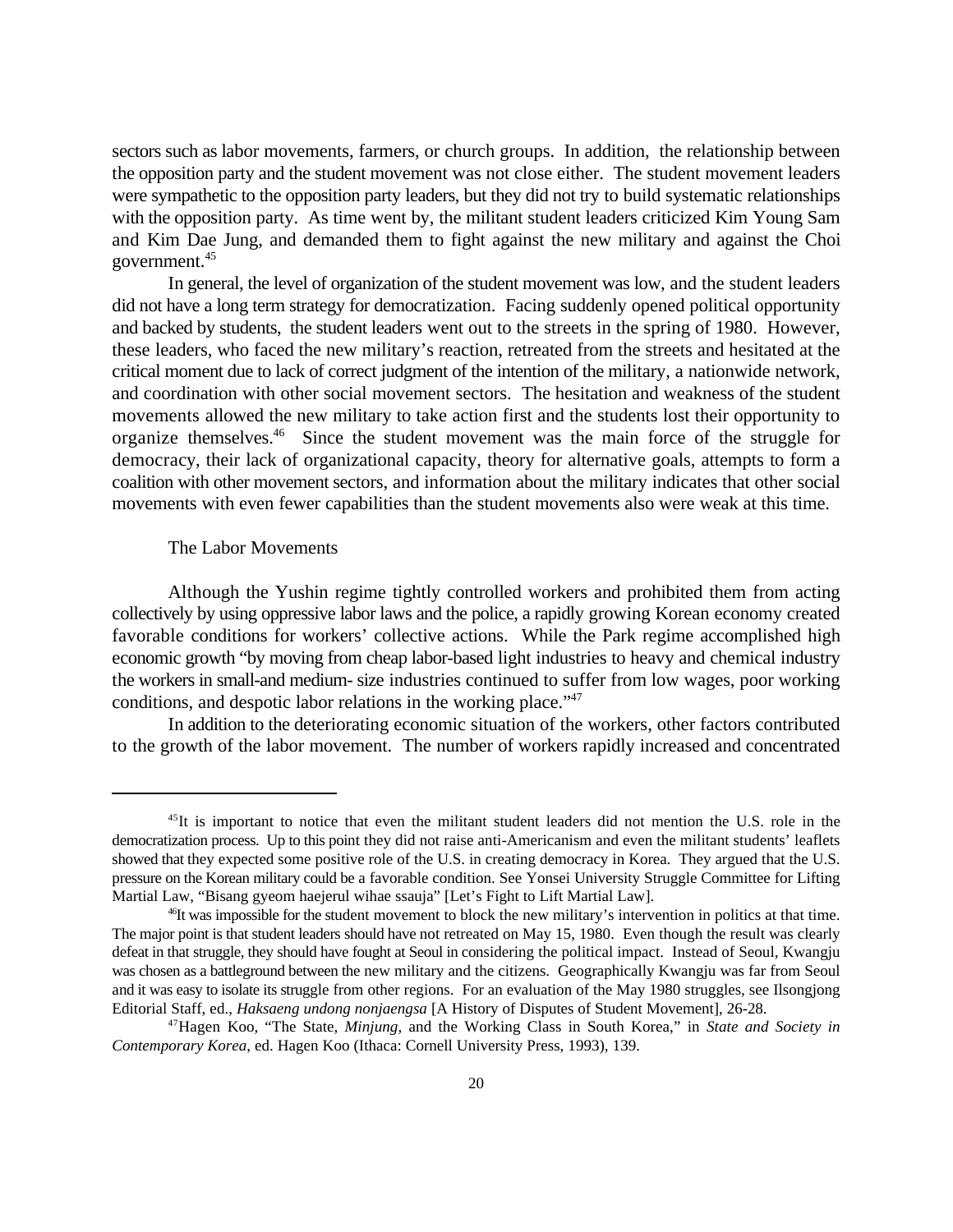sectors such as labor movements, farmers, or church groups. In addition, the relationship between the opposition party and the student movement was not close either. The student movement leaders were sympathetic to the opposition party leaders, but they did not try to build systematic relationships with the opposition party. As time went by, the militant student leaders criticized Kim Young Sam and Kim Dae Jung, and demanded them to fight against the new military and against the Choi government.[45]

In general, the level of organization of the student movement was low, and the student leaders did not have a long term strategy for democratization. Facing suddenly opened political opportunity and backed by students, the student leaders went out to the streets in the spring of 1980. However, these leaders, who faced the new military's reaction, retreated from the streets and hesitated at the critical moment due to lack of correct judgment of the intention of the military, a nationwide network, and coordination with other social movement sectors. The hesitation and weakness of the student movements allowed the new military to take action first and the students lost their opportunity to organize themselves.[46] Since the student movement was the main force of the struggle for democracy, their lack of organizational capacity, theory for alternative goals, attempts to form a coalition with other movement sectors, and information about the military indicates that other social movements with even fewer capabilities than the student movements also were weak at this time.

### The Labor Movements

Although the Yushin regime tightly controlled workers and prohibited them from acting collectively by using oppressive labor laws and the police, a rapidly growing Korean economy created favorable conditions for workers' collective actions. While the Park regime accomplished high economic growth "by moving from cheap labor-based light industries to heavy and chemical industry the workers in small-and medium- size industries continued to suffer from low wages, poor working conditions, and despotic labor relations in the working place."[47]

In addition to the deteriorating economic situation of the workers, other factors contributed to the growth of the labor movement. The number of workers rapidly increased and concentrated

---

[45]It is important to notice that even the militant student leaders did not mention the U.S. role in the democratization process. Up to this point they did not raise anti-Americanism and even the militant students' leaflets showed that they expected some positive role of the U.S. in creating democracy in Korea. They argued that the U.S. pressure on the Korean military could be a favorable condition. See Yonsei University Struggle Committee for Lifting Martial Law, "Bisang gyeom haejerul wihae ssauja" [Let's Fight to Lift Martial Law].

[46]It was impossible for the student movement to block the new military's intervention in politics at that time. The major point is that student leaders should have not retreated on May 15, 1980. Even though the result was clearly defeat in that struggle, they should have fought at Seoul in considering the political impact. Instead of Seoul, Kwangju was chosen as a battleground between the new military and the citizens. Geographically Kwangju was far from Seoul and it was easy to isolate its struggle from other regions. For an evaluation of the May 1980 struggles, see Ilsongjong Editorial Staff, ed., *Haksaeng undong nonjaengsa* [A History of Disputes of Student Movement], 26-28.

[47]Hagen Koo, "The State, *Minjung*, and the Working Class in South Korea," in *State and Society in Contemporary Korea*, ed. Hagen Koo (Ithaca: Cornell University Press, 1993), 139.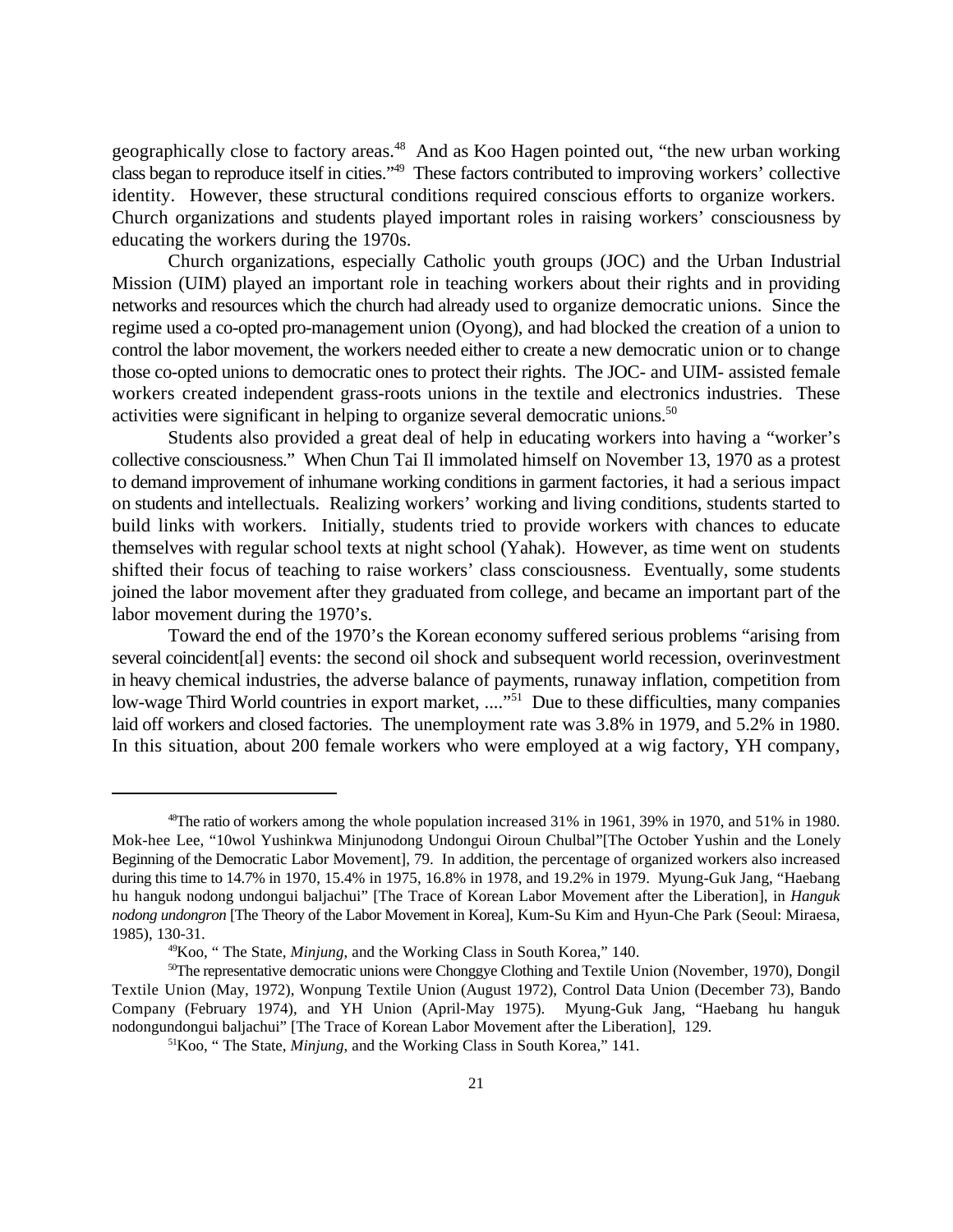geographically close to factory areas.[48] And as Koo Hagen pointed out, "the new urban working class began to reproduce itself in cities."[49] These factors contributed to improving workers' collective identity. However, these structural conditions required conscious efforts to organize workers. Church organizations and students played important roles in raising workers' consciousness by educating the workers during the 1970s.

Church organizations, especially Catholic youth groups (JOC) and the Urban Industrial Mission (UIM) played an important role in teaching workers about their rights and in providing networks and resources which the church had already used to organize democratic unions. Since the regime used a co-opted pro-management union (Oyong), and had blocked the creation of a union to control the labor movement, the workers needed either to create a new democratic union or to change those co-opted unions to democratic ones to protect their rights. The JOC- and UIM- assisted female workers created independent grass-roots unions in the textile and electronics industries. These activities were significant in helping to organize several democratic unions.[50]

Students also provided a great deal of help in educating workers into having a "worker's collective consciousness." When Chun Tai Il immolated himself on November 13, 1970 as a protest to demand improvement of inhumane working conditions in garment factories, it had a serious impact on students and intellectuals. Realizing workers' working and living conditions, students started to build links with workers. Initially, students tried to provide workers with chances to educate themselves with regular school texts at night school (Yahak). However, as time went on students shifted their focus of teaching to raise workers' class consciousness. Eventually, some students joined the labor movement after they graduated from college, and became an important part of the labor movement during the 1970's.

Toward the end of the 1970's the Korean economy suffered serious problems "arising from several coincident[al] events: the second oil shock and subsequent world recession, overinvestment in heavy chemical industries, the adverse balance of payments, runaway inflation, competition from low-wage Third World countries in export market, ...."[51] Due to these difficulties, many companies laid off workers and closed factories. The unemployment rate was 3.8% in 1979, and 5.2% in 1980. In this situation, about 200 female workers who were employed at a wig factory, YH company,

---

[48]The ratio of workers among the whole population increased 31% in 1961, 39% in 1970, and 51% in 1980. Mok-hee Lee, "10wol Yushinkwa Minjunodong Undongui Oiroun Chulbal"[The October Yushin and the Lonely Beginning of the Democratic Labor Movement], 79. In addition, the percentage of organized workers also increased during this time to 14.7% in 1970, 15.4% in 1975, 16.8% in 1978, and 19.2% in 1979. Myung-Guk Jang, "Haebang hu hanguk nodong undongui baljachui" [The Trace of Korean Labor Movement after the Liberation], in *Hanguk nodong undongron* [The Theory of the Labor Movement in Korea], Kum-Su Kim and Hyun-Che Park (Seoul: Miraesa, 1985), 130-31.

[49]Koo, " The State, *Minjung*, and the Working Class in South Korea," 140.

[50]The representative democratic unions were Chonggye Clothing and Textile Union (November, 1970), Dongil Textile Union (May, 1972), Wonpung Textile Union (August 1972), Control Data Union (December 73), Bando Company (February 1974), and YH Union (April-May 1975). Myung-Guk Jang, "Haebang hu hanguk nodongundongui baljachui" [The Trace of Korean Labor Movement after the Liberation], 129.

[51]Koo, " The State, *Minjung*, and the Working Class in South Korea," 141.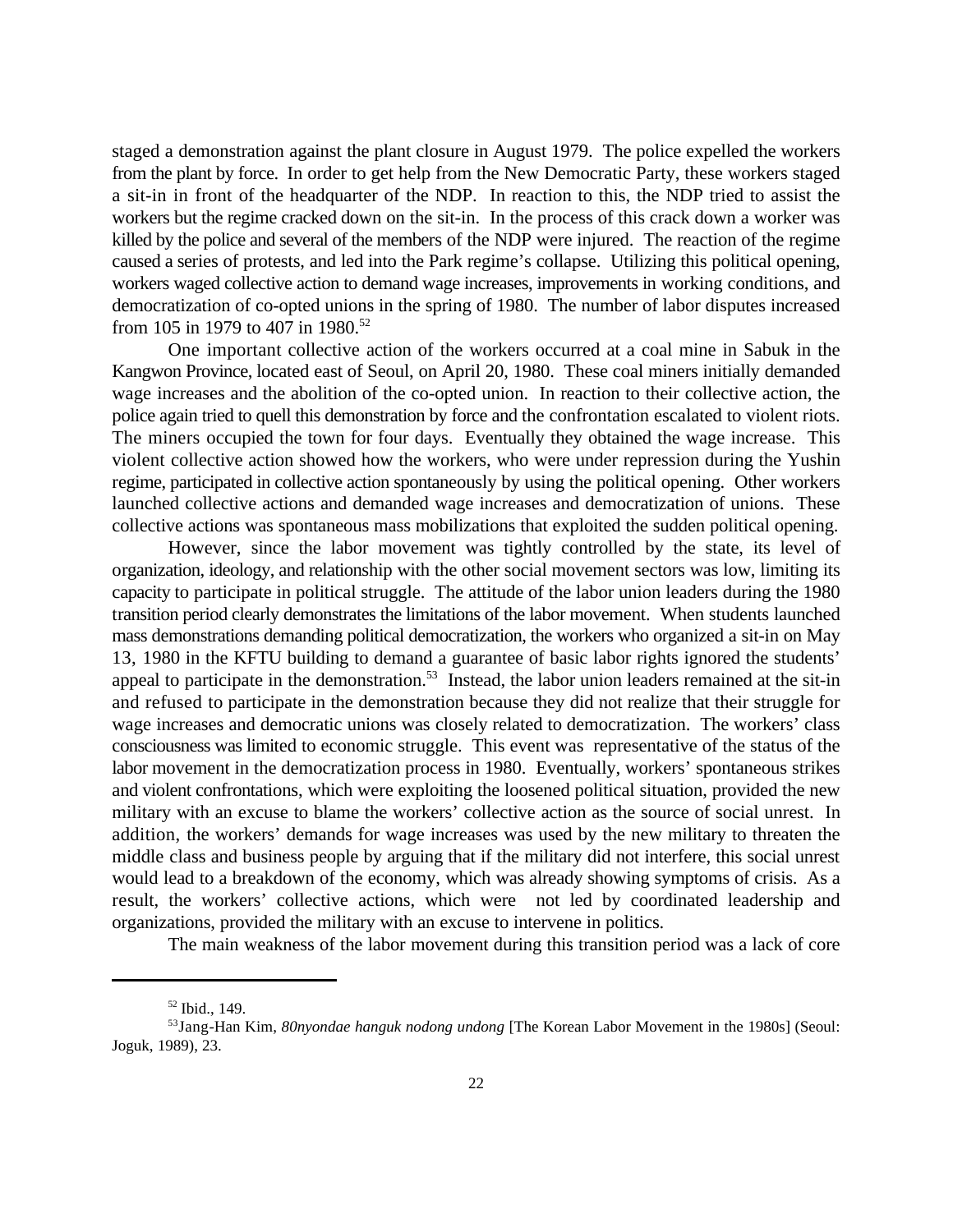staged a demonstration against the plant closure in August 1979. The police expelled the workers from the plant by force. In order to get help from the New Democratic Party, these workers staged a sit-in in front of the headquarter of the NDP. In reaction to this, the NDP tried to assist the workers but the regime cracked down on the sit-in. In the process of this crack down a worker was killed by the police and several of the members of the NDP were injured. The reaction of the regime caused a series of protests, and led into the Park regime's collapse. Utilizing this political opening, workers waged collective action to demand wage increases, improvements in working conditions, and democratization of co-opted unions in the spring of 1980. The number of labor disputes increased from 105 in 1979 to 407 in 1980.[52]

One important collective action of the workers occurred at a coal mine in Sabuk in the Kangwon Province, located east of Seoul, on April 20, 1980. These coal miners initially demanded wage increases and the abolition of the co-opted union. In reaction to their collective action, the police again tried to quell this demonstration by force and the confrontation escalated to violent riots. The miners occupied the town for four days. Eventually they obtained the wage increase. This violent collective action showed how the workers, who were under repression during the Yushin regime, participated in collective action spontaneously by using the political opening. Other workers launched collective actions and demanded wage increases and democratization of unions. These collective actions was spontaneous mass mobilizations that exploited the sudden political opening.

However, since the labor movement was tightly controlled by the state, its level of organization, ideology, and relationship with the other social movement sectors was low, limiting its capacity to participate in political struggle. The attitude of the labor union leaders during the 1980 transition period clearly demonstrates the limitations of the labor movement. When students launched mass demonstrations demanding political democratization, the workers who organized a sit-in on May 13, 1980 in the KFTU building to demand a guarantee of basic labor rights ignored the students' appeal to participate in the demonstration.[53] Instead, the labor union leaders remained at the sit-in and refused to participate in the demonstration because they did not realize that their struggle for wage increases and democratic unions was closely related to democratization. The workers' class consciousness was limited to economic struggle. This event was representative of the status of the labor movement in the democratization process in 1980. Eventually, workers' spontaneous strikes and violent confrontations, which were exploiting the loosened political situation, provided the new military with an excuse to blame the workers' collective action as the source of social unrest. In addition, the workers' demands for wage increases was used by the new military to threaten the middle class and business people by arguing that if the military did not interfere, this social unrest would lead to a breakdown of the economy, which was already showing symptoms of crisis. As a result, the workers' collective actions, which were not led by coordinated leadership and organizations, provided the military with an excuse to intervene in politics.

The main weakness of the labor movement during this transition period was a lack of core

---

[52] Ibid., 149.

[53] Jang-Han Kim, *80nyondae hanguk nodong undong* [The Korean Labor Movement in the 1980s] (Seoul: Joguk, 1989), 23.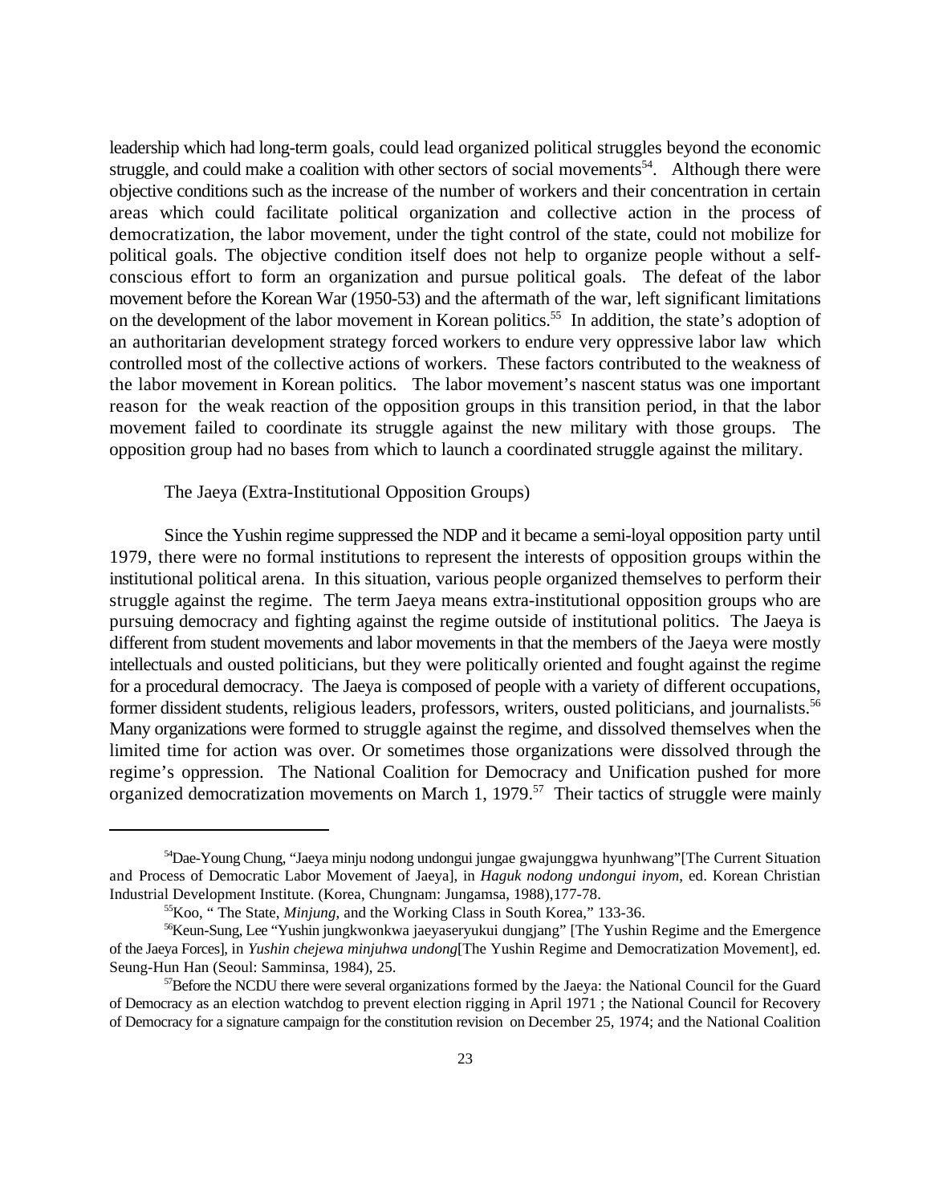leadership which had long-term goals, could lead organized political struggles beyond the economic struggle, and could make a coalition with other sectors of social movements[54]. Although there were objective conditions such as the increase of the number of workers and their concentration in certain areas which could facilitate political organization and collective action in the process of democratization, the labor movement, under the tight control of the state, could not mobilize for political goals. The objective condition itself does not help to organize people without a self-conscious effort to form an organization and pursue political goals. The defeat of the labor movement before the Korean War (1950-53) and the aftermath of the war, left significant limitations on the development of the labor movement in Korean politics.[55] In addition, the state's adoption of an authoritarian development strategy forced workers to endure very oppressive labor law which controlled most of the collective actions of workers. These factors contributed to the weakness of the labor movement in Korean politics. The labor movement's nascent status was one important reason for the weak reaction of the opposition groups in this transition period, in that the labor movement failed to coordinate its struggle against the new military with those groups. The opposition group had no bases from which to launch a coordinated struggle against the military.

The Jaeya (Extra-Institutional Opposition Groups)

Since the Yushin regime suppressed the NDP and it became a semi-loyal opposition party until 1979, there were no formal institutions to represent the interests of opposition groups within the institutional political arena. In this situation, various people organized themselves to perform their struggle against the regime. The term Jaeya means extra-institutional opposition groups who are pursuing democracy and fighting against the regime outside of institutional politics. The Jaeya is different from student movements and labor movements in that the members of the Jaeya were mostly intellectuals and ousted politicians, but they were politically oriented and fought against the regime for a procedural democracy. The Jaeya is composed of people with a variety of different occupations, former dissident students, religious leaders, professors, writers, ousted politicians, and journalists.[56] Many organizations were formed to struggle against the regime, and dissolved themselves when the limited time for action was over. Or sometimes those organizations were dissolved through the regime's oppression. The National Coalition for Democracy and Unification pushed for more organized democratization movements on March 1, 1979.[57] Their tactics of struggle were mainly

---

[54]Dae-Young Chung, "Jaeya minju nodong undongui jungae gwajunggwa hyunhwang"[The Current Situation and Process of Democratic Labor Movement of Jaeya], in *Haguk nodong undongui inyom*, ed. Korean Christian Industrial Development Institute. (Korea, Chungnam: Jungamsa, 1988),177-78.

[55]Koo, " The State, *Minjung*, and the Working Class in South Korea," 133-36.

[56]Keun-Sung, Lee "Yushin jungkwonkwa jaeyaseryukui dungjang" [The Yushin Regime and the Emergence of the Jaeya Forces], in *Yushin chejewa minjuhwa undong*[The Yushin Regime and Democratization Movement], ed. Seung-Hun Han (Seoul: Samminsa, 1984), 25.

[57]Before the NCDU there were several organizations formed by the Jaeya: the National Council for the Guard of Democracy as an election watchdog to prevent election rigging in April 1971 ; the National Council for Recovery of Democracy for a signature campaign for the constitution revision on December 25, 1974; and the National Coalition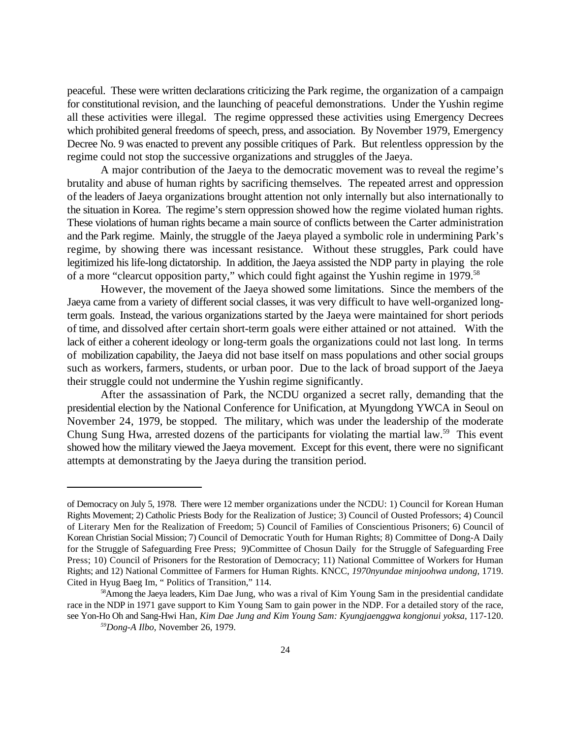peaceful. These were written declarations criticizing the Park regime, the organization of a campaign for constitutional revision, and the launching of peaceful demonstrations. Under the Yushin regime all these activities were illegal. The regime oppressed these activities using Emergency Decrees which prohibited general freedoms of speech, press, and association. By November 1979, Emergency Decree No. 9 was enacted to prevent any possible critiques of Park. But relentless oppression by the regime could not stop the successive organizations and struggles of the Jaeya.

A major contribution of the Jaeya to the democratic movement was to reveal the regime's brutality and abuse of human rights by sacrificing themselves. The repeated arrest and oppression of the leaders of Jaeya organizations brought attention not only internally but also internationally to the situation in Korea. The regime's stern oppression showed how the regime violated human rights. These violations of human rights became a main source of conflicts between the Carter administration and the Park regime. Mainly, the struggle of the Jaeya played a symbolic role in undermining Park's regime, by showing there was incessant resistance. Without these struggles, Park could have legitimized his life-long dictatorship. In addition, the Jaeya assisted the NDP party in playing the role of a more "clearcut opposition party," which could fight against the Yushin regime in 1979.[58]

However, the movement of the Jaeya showed some limitations. Since the members of the Jaeya came from a variety of different social classes, it was very difficult to have well-organized long-term goals. Instead, the various organizations started by the Jaeya were maintained for short periods of time, and dissolved after certain short-term goals were either attained or not attained. With the lack of either a coherent ideology or long-term goals the organizations could not last long. In terms of mobilization capability, the Jaeya did not base itself on mass populations and other social groups such as workers, farmers, students, or urban poor. Due to the lack of broad support of the Jaeya their struggle could not undermine the Yushin regime significantly.

After the assassination of Park, the NCDU organized a secret rally, demanding that the presidential election by the National Conference for Unification, at Myungdong YWCA in Seoul on November 24, 1979, be stopped. The military, which was under the leadership of the moderate Chung Sung Hwa, arrested dozens of the participants for violating the martial law.[59] This event showed how the military viewed the Jaeya movement. Except for this event, there were no significant attempts at demonstrating by the Jaeya during the transition period.

---

of Democracy on July 5, 1978. There were 12 member organizations under the NCDU: 1) Council for Korean Human Rights Movement; 2) Catholic Priests Body for the Realization of Justice; 3) Council of Ousted Professors; 4) Council of Literary Men for the Realization of Freedom; 5) Council of Families of Conscientious Prisoners; 6) Council of Korean Christian Social Mission; 7) Council of Democratic Youth for Human Rights; 8) Committee of Dong-A Daily for the Struggle of Safeguarding Free Press; 9)Committee of Chosun Daily for the Struggle of Safeguarding Free Press; 10) Council of Prisoners for the Restoration of Democracy; 11) National Committee of Workers for Human Rights; and 12) National Committee of Farmers for Human Rights. KNCC, *1970nyundae minjoohwa undong*, 1719. Cited in Hyug Baeg Im, " Politics of Transition," 114.

[58]Among the Jaeya leaders, Kim Dae Jung, who was a rival of Kim Young Sam in the presidential candidate race in the NDP in 1971 gave support to Kim Young Sam to gain power in the NDP. For a detailed story of the race, see Yon-Ho Oh and Sang-Hwi Han, *Kim Dae Jung and Kim Young Sam: Kyungjaenggwa kongjonui yoksa*, 117-120.

[59]*Dong-A Ilbo*, November 26, 1979.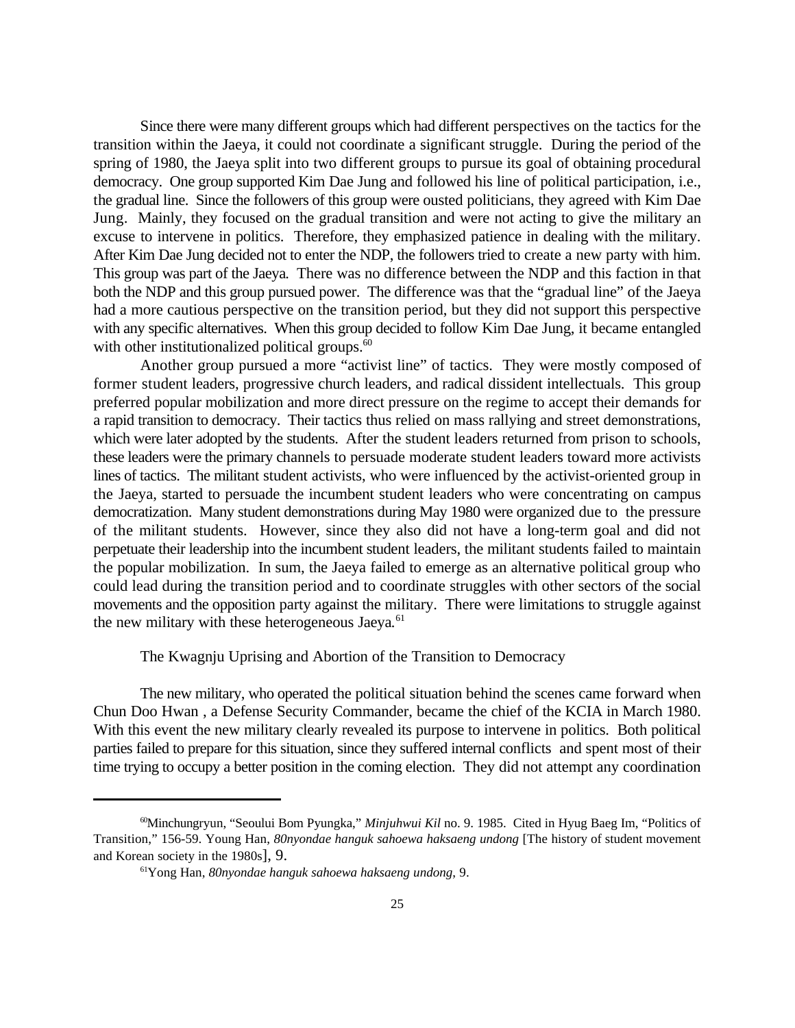Since there were many different groups which had different perspectives on the tactics for the transition within the Jaeya, it could not coordinate a significant struggle. During the period of the spring of 1980, the Jaeya split into two different groups to pursue its goal of obtaining procedural democracy. One group supported Kim Dae Jung and followed his line of political participation, i.e., the gradual line. Since the followers of this group were ousted politicians, they agreed with Kim Dae Jung. Mainly, they focused on the gradual transition and were not acting to give the military an excuse to intervene in politics. Therefore, they emphasized patience in dealing with the military. After Kim Dae Jung decided not to enter the NDP, the followers tried to create a new party with him. This group was part of the Jaeya. There was no difference between the NDP and this faction in that both the NDP and this group pursued power. The difference was that the "gradual line" of the Jaeya had a more cautious perspective on the transition period, but they did not support this perspective with any specific alternatives. When this group decided to follow Kim Dae Jung, it became entangled with other institutionalized political groups.[60]

Another group pursued a more "activist line" of tactics. They were mostly composed of former student leaders, progressive church leaders, and radical dissident intellectuals. This group preferred popular mobilization and more direct pressure on the regime to accept their demands for a rapid transition to democracy. Their tactics thus relied on mass rallying and street demonstrations, which were later adopted by the students. After the student leaders returned from prison to schools, these leaders were the primary channels to persuade moderate student leaders toward more activists lines of tactics. The militant student activists, who were influenced by the activist-oriented group in the Jaeya, started to persuade the incumbent student leaders who were concentrating on campus democratization. Many student demonstrations during May 1980 were organized due to the pressure of the militant students. However, since they also did not have a long-term goal and did not perpetuate their leadership into the incumbent student leaders, the militant students failed to maintain the popular mobilization. In sum, the Jaeya failed to emerge as an alternative political group who could lead during the transition period and to coordinate struggles with other sectors of the social movements and the opposition party against the military. There were limitations to struggle against the new military with these heterogeneous Jaeya.[61]

## The Kwagnju Uprising and Abortion of the Transition to Democracy

The new military, who operated the political situation behind the scenes came forward when Chun Doo Hwan , a Defense Security Commander, became the chief of the KCIA in March 1980. With this event the new military clearly revealed its purpose to intervene in politics. Both political parties failed to prepare for this situation, since they suffered internal conflicts and spent most of their time trying to occupy a better position in the coming election. They did not attempt any coordination

---

[60] Minchungryun, "Seoului Bom Pyungka," *Minjuhwui Kil* no. 9. 1985. Cited in Hyug Baeg Im, "Politics of Transition," 156-59. Young Han, *80nyondae hanguk sahoewa haksaeng undong* [The history of student movement and Korean society in the 1980s], 9.

[61] Yong Han, *80nyondae hanguk sahoewa haksaeng undong*, 9.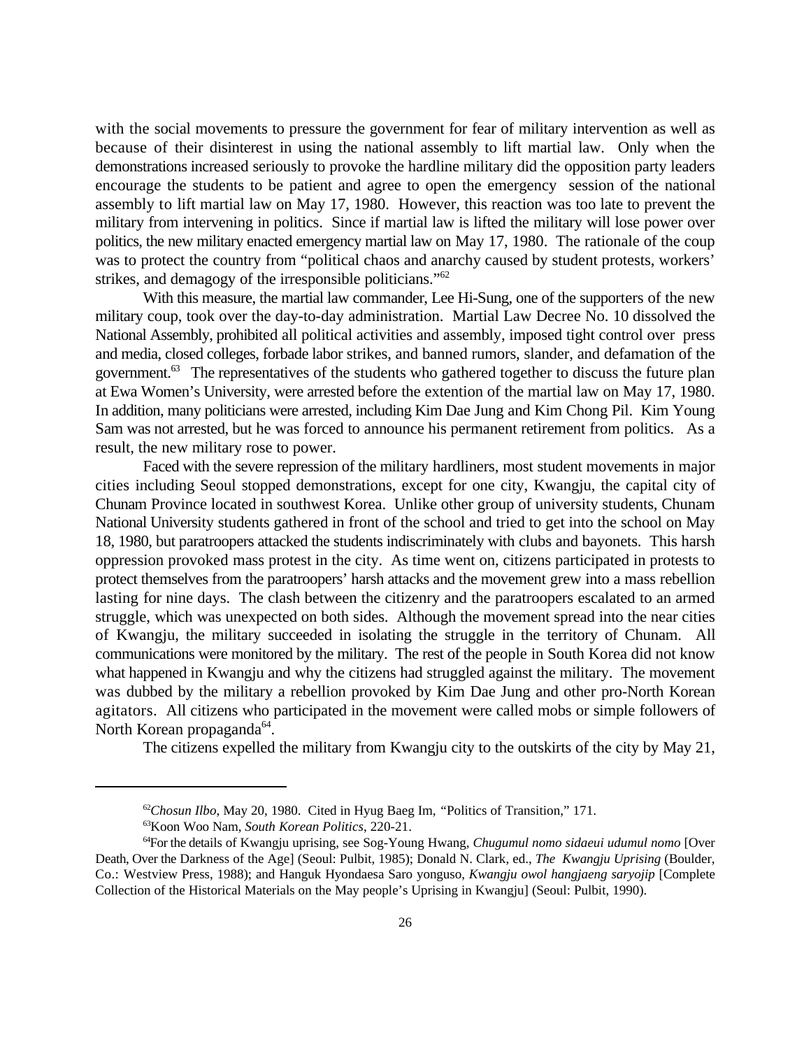with the social movements to pressure the government for fear of military intervention as well as because of their disinterest in using the national assembly to lift martial law. Only when the demonstrations increased seriously to provoke the hardline military did the opposition party leaders encourage the students to be patient and agree to open the emergency session of the national assembly to lift martial law on May 17, 1980. However, this reaction was too late to prevent the military from intervening in politics. Since if martial law is lifted the military will lose power over politics, the new military enacted emergency martial law on May 17, 1980. The rationale of the coup was to protect the country from "political chaos and anarchy caused by student protests, workers' strikes, and demagogy of the irresponsible politicians."[62]

With this measure, the martial law commander, Lee Hi-Sung, one of the supporters of the new military coup, took over the day-to-day administration. Martial Law Decree No. 10 dissolved the National Assembly, prohibited all political activities and assembly, imposed tight control over press and media, closed colleges, forbade labor strikes, and banned rumors, slander, and defamation of the government.[63] The representatives of the students who gathered together to discuss the future plan at Ewa Women's University, were arrested before the extention of the martial law on May 17, 1980. In addition, many politicians were arrested, including Kim Dae Jung and Kim Chong Pil. Kim Young Sam was not arrested, but he was forced to announce his permanent retirement from politics. As a result, the new military rose to power.

Faced with the severe repression of the military hardliners, most student movements in major cities including Seoul stopped demonstrations, except for one city, Kwangju, the capital city of Chunam Province located in southwest Korea. Unlike other group of university students, Chunam National University students gathered in front of the school and tried to get into the school on May 18, 1980, but paratroopers attacked the students indiscriminately with clubs and bayonets. This harsh oppression provoked mass protest in the city. As time went on, citizens participated in protests to protect themselves from the paratroopers' harsh attacks and the movement grew into a mass rebellion lasting for nine days. The clash between the citizenry and the paratroopers escalated to an armed struggle, which was unexpected on both sides. Although the movement spread into the near cities of Kwangju, the military succeeded in isolating the struggle in the territory of Chunam. All communications were monitored by the military. The rest of the people in South Korea did not know what happened in Kwangju and why the citizens had struggled against the military. The movement was dubbed by the military a rebellion provoked by Kim Dae Jung and other pro-North Korean agitators. All citizens who participated in the movement were called mobs or simple followers of North Korean propaganda[64].

The citizens expelled the military from Kwangju city to the outskirts of the city by May 21,

---

[62] *Chosun Ilbo*, May 20, 1980. Cited in Hyug Baeg Im, "Politics of Transition," 171.

[63] Koon Woo Nam, *South Korean Politics*, 220-21.

[64] For the details of Kwangju uprising, see Sog-Young Hwang, *Chugumul nomo sidaeui udumul nomo* [Over Death, Over the Darkness of the Age] (Seoul: Pulbit, 1985); Donald N. Clark, ed., *The Kwangju Uprising* (Boulder, Co.: Westview Press, 1988); and Hanguk Hyondaesa Saro yonguso, *Kwangju owol hangjaeng saryojip* [Complete Collection of the Historical Materials on the May people's Uprising in Kwangju] (Seoul: Pulbit, 1990).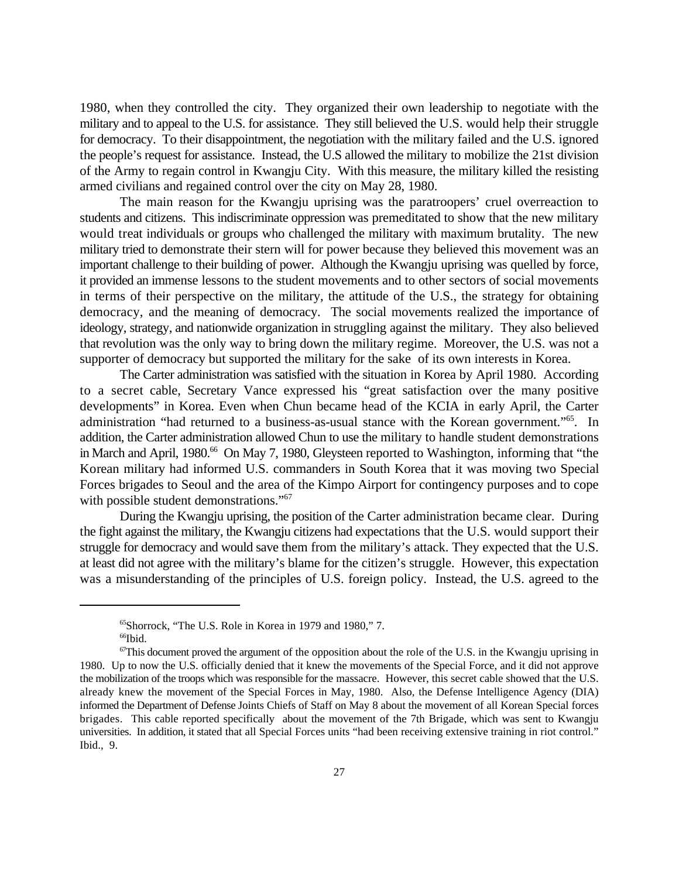1980, when they controlled the city. They organized their own leadership to negotiate with the military and to appeal to the U.S. for assistance. They still believed the U.S. would help their struggle for democracy. To their disappointment, the negotiation with the military failed and the U.S. ignored the people's request for assistance. Instead, the U.S allowed the military to mobilize the 21st division of the Army to regain control in Kwangju City. With this measure, the military killed the resisting armed civilians and regained control over the city on May 28, 1980.

The main reason for the Kwangju uprising was the paratroopers' cruel overreaction to students and citizens. This indiscriminate oppression was premeditated to show that the new military would treat individuals or groups who challenged the military with maximum brutality. The new military tried to demonstrate their stern will for power because they believed this movement was an important challenge to their building of power. Although the Kwangju uprising was quelled by force, it provided an immense lessons to the student movements and to other sectors of social movements in terms of their perspective on the military, the attitude of the U.S., the strategy for obtaining democracy, and the meaning of democracy. The social movements realized the importance of ideology, strategy, and nationwide organization in struggling against the military. They also believed that revolution was the only way to bring down the military regime. Moreover, the U.S. was not a supporter of democracy but supported the military for the sake of its own interests in Korea.

The Carter administration was satisfied with the situation in Korea by April 1980. According to a secret cable, Secretary Vance expressed his "great satisfaction over the many positive developments" in Korea. Even when Chun became head of the KCIA in early April, the Carter administration "had returned to a business-as-usual stance with the Korean government."[65]. In addition, the Carter administration allowed Chun to use the military to handle student demonstrations in March and April, 1980.[66] On May 7, 1980, Gleysteen reported to Washington, informing that "the Korean military had informed U.S. commanders in South Korea that it was moving two Special Forces brigades to Seoul and the area of the Kimpo Airport for contingency purposes and to cope with possible student demonstrations."[67]

During the Kwangju uprising, the position of the Carter administration became clear. During the fight against the military, the Kwangju citizens had expectations that the U.S. would support their struggle for democracy and would save them from the military's attack. They expected that the U.S. at least did not agree with the military's blame for the citizen's struggle. However, this expectation was a misunderstanding of the principles of U.S. foreign policy. Instead, the U.S. agreed to the

---

[65]Shorrock, "The U.S. Role in Korea in 1979 and 1980," 7.

[66]Ibid.

[67]This document proved the argument of the opposition about the role of the U.S. in the Kwangju uprising in 1980. Up to now the U.S. officially denied that it knew the movements of the Special Force, and it did not approve the mobilization of the troops which was responsible for the massacre. However, this secret cable showed that the U.S. already knew the movement of the Special Forces in May, 1980. Also, the Defense Intelligence Agency (DIA) informed the Department of Defense Joints Chiefs of Staff on May 8 about the movement of all Korean Special forces brigades. This cable reported specifically about the movement of the 7th Brigade, which was sent to Kwangju universities. In addition, it stated that all Special Forces units "had been receiving extensive training in riot control." Ibid., 9.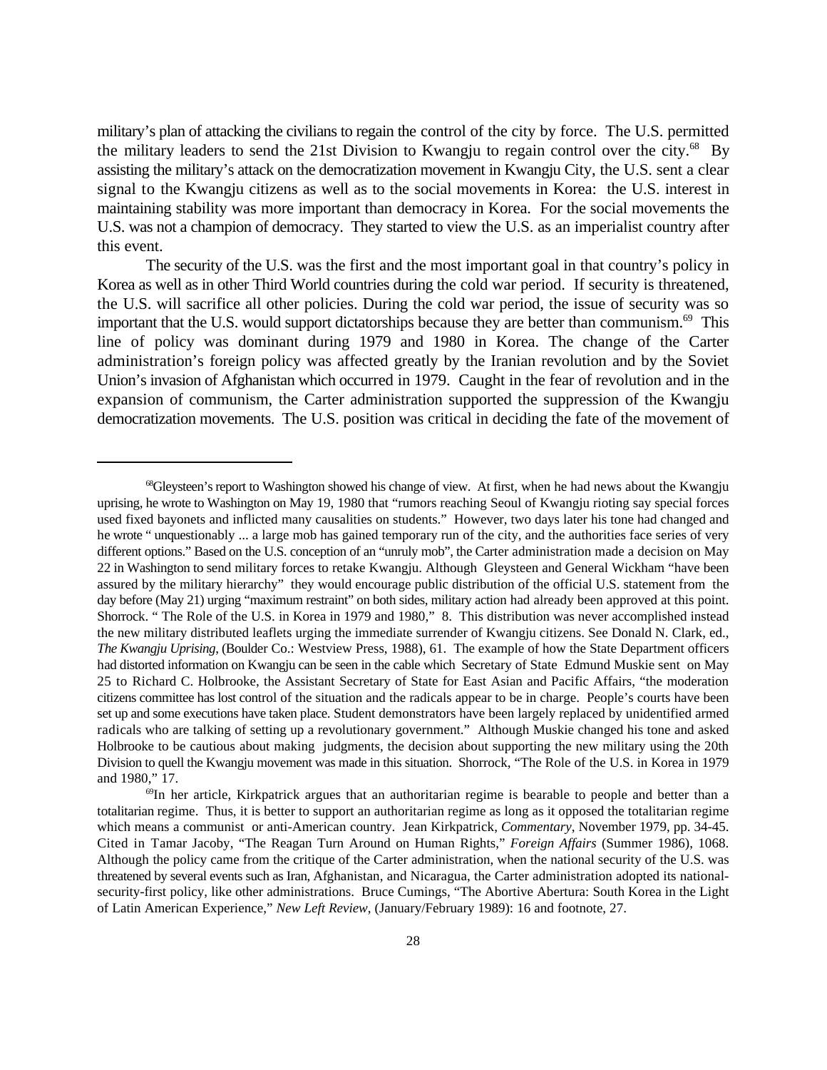military's plan of attacking the civilians to regain the control of the city by force. The U.S. permitted the military leaders to send the 21st Division to Kwangju to regain control over the city.[68] By assisting the military's attack on the democratization movement in Kwangju City, the U.S. sent a clear signal to the Kwangju citizens as well as to the social movements in Korea: the U.S. interest in maintaining stability was more important than democracy in Korea. For the social movements the U.S. was not a champion of democracy. They started to view the U.S. as an imperialist country after this event.

The security of the U.S. was the first and the most important goal in that country's policy in Korea as well as in other Third World countries during the cold war period. If security is threatened, the U.S. will sacrifice all other policies. During the cold war period, the issue of security was so important that the U.S. would support dictatorships because they are better than communism.[69] This line of policy was dominant during 1979 and 1980 in Korea. The change of the Carter administration's foreign policy was affected greatly by the Iranian revolution and by the Soviet Union's invasion of Afghanistan which occurred in 1979. Caught in the fear of revolution and in the expansion of communism, the Carter administration supported the suppression of the Kwangju democratization movements. The U.S. position was critical in deciding the fate of the movement of

---

[68]Gleysteen's report to Washington showed his change of view. At first, when he had news about the Kwangju uprising, he wrote to Washington on May 19, 1980 that "rumors reaching Seoul of Kwangju rioting say special forces used fixed bayonets and inflicted many causalities on students." However, two days later his tone had changed and he wrote " unquestionably ... a large mob has gained temporary run of the city, and the authorities face series of very different options." Based on the U.S. conception of an "unruly mob", the Carter administration made a decision on May 22 in Washington to send military forces to retake Kwangju. Although Gleysteen and General Wickham "have been assured by the military hierarchy" they would encourage public distribution of the official U.S. statement from the day before (May 21) urging "maximum restraint" on both sides, military action had already been approved at this point. Shorrock. " The Role of the U.S. in Korea in 1979 and 1980," 8. This distribution was never accomplished instead the new military distributed leaflets urging the immediate surrender of Kwangju citizens. See Donald N. Clark, ed., *The Kwangju Uprising*, (Boulder Co.: Westview Press, 1988), 61. The example of how the State Department officers had distorted information on Kwangju can be seen in the cable which Secretary of State Edmund Muskie sent on May 25 to Richard C. Holbrooke, the Assistant Secretary of State for East Asian and Pacific Affairs, "the moderation citizens committee has lost control of the situation and the radicals appear to be in charge. People's courts have been set up and some executions have taken place. Student demonstrators have been largely replaced by unidentified armed radicals who are talking of setting up a revolutionary government." Although Muskie changed his tone and asked Holbrooke to be cautious about making judgments, the decision about supporting the new military using the 20th Division to quell the Kwangju movement was made in this situation. Shorrock, "The Role of the U.S. in Korea in 1979 and 1980," 17.

[69]In her article, Kirkpatrick argues that an authoritarian regime is bearable to people and better than a totalitarian regime. Thus, it is better to support an authoritarian regime as long as it opposed the totalitarian regime which means a communist or anti-American country. Jean Kirkpatrick, *Commentary*, November 1979, pp. 34-45. Cited in Tamar Jacoby, "The Reagan Turn Around on Human Rights," *Foreign Affairs* (Summer 1986), 1068. Although the policy came from the critique of the Carter administration, when the national security of the U.S. was threatened by several events such as Iran, Afghanistan, and Nicaragua, the Carter administration adopted its national-security-first policy, like other administrations. Bruce Cumings, "The Abortive Abertura: South Korea in the Light of Latin American Experience," *New Left Review*, (January/February 1989): 16 and footnote, 27.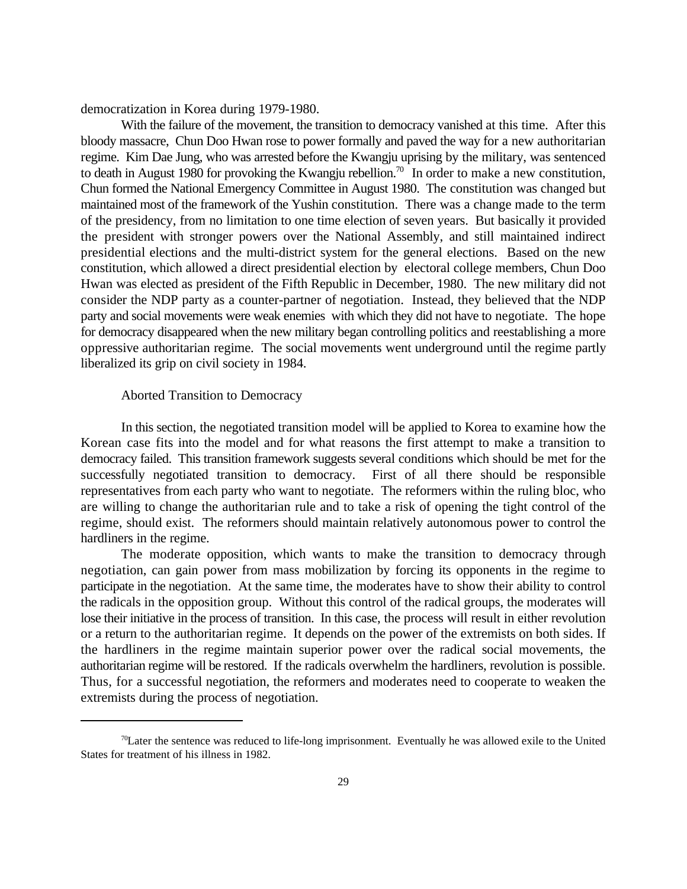democratization in Korea during 1979-1980.

With the failure of the movement, the transition to democracy vanished at this time. After this bloody massacre, Chun Doo Hwan rose to power formally and paved the way for a new authoritarian regime. Kim Dae Jung, who was arrested before the Kwangju uprising by the military, was sentenced to death in August 1980 for provoking the Kwangju rebellion.[70] In order to make a new constitution, Chun formed the National Emergency Committee in August 1980. The constitution was changed but maintained most of the framework of the Yushin constitution. There was a change made to the term of the presidency, from no limitation to one time election of seven years. But basically it provided the president with stronger powers over the National Assembly, and still maintained indirect presidential elections and the multi-district system for the general elections. Based on the new constitution, which allowed a direct presidential election by electoral college members, Chun Doo Hwan was elected as president of the Fifth Republic in December, 1980. The new military did not consider the NDP party as a counter-partner of negotiation. Instead, they believed that the NDP party and social movements were weak enemies with which they did not have to negotiate. The hope for democracy disappeared when the new military began controlling politics and reestablishing a more oppressive authoritarian regime. The social movements went underground until the regime partly liberalized its grip on civil society in 1984.

## Aborted Transition to Democracy

In this section, the negotiated transition model will be applied to Korea to examine how the Korean case fits into the model and for what reasons the first attempt to make a transition to democracy failed. This transition framework suggests several conditions which should be met for the successfully negotiated transition to democracy. First of all there should be responsible representatives from each party who want to negotiate. The reformers within the ruling bloc, who are willing to change the authoritarian rule and to take a risk of opening the tight control of the regime, should exist. The reformers should maintain relatively autonomous power to control the hardliners in the regime.

The moderate opposition, which wants to make the transition to democracy through negotiation, can gain power from mass mobilization by forcing its opponents in the regime to participate in the negotiation. At the same time, the moderates have to show their ability to control the radicals in the opposition group. Without this control of the radical groups, the moderates will lose their initiative in the process of transition. In this case, the process will result in either revolution or a return to the authoritarian regime. It depends on the power of the extremists on both sides. If the hardliners in the regime maintain superior power over the radical social movements, the authoritarian regime will be restored. If the radicals overwhelm the hardliners, revolution is possible. Thus, for a successful negotiation, the reformers and moderates need to cooperate to weaken the extremists during the process of negotiation.

---

[70] Later the sentence was reduced to life-long imprisonment. Eventually he was allowed exile to the United States for treatment of his illness in 1982.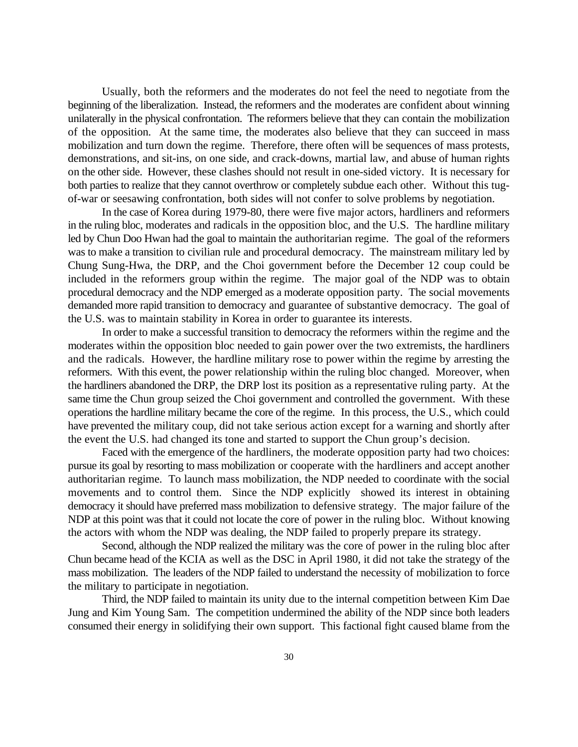Usually, both the reformers and the moderates do not feel the need to negotiate from the beginning of the liberalization. Instead, the reformers and the moderates are confident about winning unilaterally in the physical confrontation. The reformers believe that they can contain the mobilization of the opposition. At the same time, the moderates also believe that they can succeed in mass mobilization and turn down the regime. Therefore, there often will be sequences of mass protests, demonstrations, and sit-ins, on one side, and crack-downs, martial law, and abuse of human rights on the other side. However, these clashes should not result in one-sided victory. It is necessary for both parties to realize that they cannot overthrow or completely subdue each other. Without this tug-of-war or seesawing confrontation, both sides will not confer to solve problems by negotiation.

In the case of Korea during 1979-80, there were five major actors, hardliners and reformers in the ruling bloc, moderates and radicals in the opposition bloc, and the U.S. The hardline military led by Chun Doo Hwan had the goal to maintain the authoritarian regime. The goal of the reformers was to make a transition to civilian rule and procedural democracy. The mainstream military led by Chung Sung-Hwa, the DRP, and the Choi government before the December 12 coup could be included in the reformers group within the regime. The major goal of the NDP was to obtain procedural democracy and the NDP emerged as a moderate opposition party. The social movements demanded more rapid transition to democracy and guarantee of substantive democracy. The goal of the U.S. was to maintain stability in Korea in order to guarantee its interests.

In order to make a successful transition to democracy the reformers within the regime and the moderates within the opposition bloc needed to gain power over the two extremists, the hardliners and the radicals. However, the hardline military rose to power within the regime by arresting the reformers. With this event, the power relationship within the ruling bloc changed. Moreover, when the hardliners abandoned the DRP, the DRP lost its position as a representative ruling party. At the same time the Chun group seized the Choi government and controlled the government. With these operations the hardline military became the core of the regime. In this process, the U.S., which could have prevented the military coup, did not take serious action except for a warning and shortly after the event the U.S. had changed its tone and started to support the Chun group's decision.

Faced with the emergence of the hardliners, the moderate opposition party had two choices: pursue its goal by resorting to mass mobilization or cooperate with the hardliners and accept another authoritarian regime. To launch mass mobilization, the NDP needed to coordinate with the social movements and to control them. Since the NDP explicitly showed its interest in obtaining democracy it should have preferred mass mobilization to defensive strategy. The major failure of the NDP at this point was that it could not locate the core of power in the ruling bloc. Without knowing the actors with whom the NDP was dealing, the NDP failed to properly prepare its strategy.

Second, although the NDP realized the military was the core of power in the ruling bloc after Chun became head of the KCIA as well as the DSC in April 1980, it did not take the strategy of the mass mobilization. The leaders of the NDP failed to understand the necessity of mobilization to force the military to participate in negotiation.

Third, the NDP failed to maintain its unity due to the internal competition between Kim Dae Jung and Kim Young Sam. The competition undermined the ability of the NDP since both leaders consumed their energy in solidifying their own support. This factional fight caused blame from the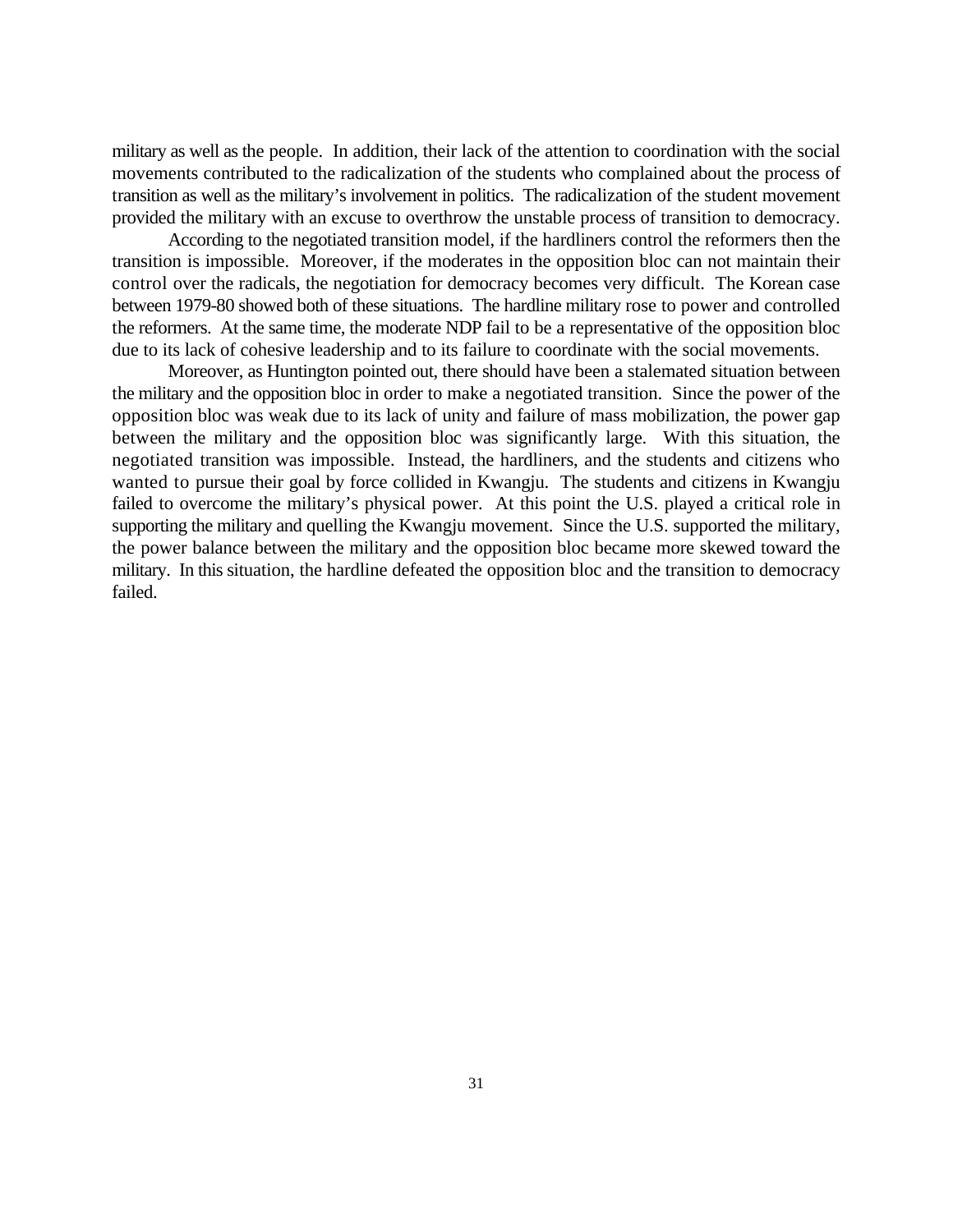military as well as the people. In addition, their lack of the attention to coordination with the social movements contributed to the radicalization of the students who complained about the process of transition as well as the military's involvement in politics. The radicalization of the student movement provided the military with an excuse to overthrow the unstable process of transition to democracy.

According to the negotiated transition model, if the hardliners control the reformers then the transition is impossible. Moreover, if the moderates in the opposition bloc can not maintain their control over the radicals, the negotiation for democracy becomes very difficult. The Korean case between 1979-80 showed both of these situations. The hardline military rose to power and controlled the reformers. At the same time, the moderate NDP fail to be a representative of the opposition bloc due to its lack of cohesive leadership and to its failure to coordinate with the social movements.

Moreover, as Huntington pointed out, there should have been a stalemated situation between the military and the opposition bloc in order to make a negotiated transition. Since the power of the opposition bloc was weak due to its lack of unity and failure of mass mobilization, the power gap between the military and the opposition bloc was significantly large. With this situation, the negotiated transition was impossible. Instead, the hardliners, and the students and citizens who wanted to pursue their goal by force collided in Kwangju. The students and citizens in Kwangju failed to overcome the military's physical power. At this point the U.S. played a critical role in supporting the military and quelling the Kwangju movement. Since the U.S. supported the military, the power balance between the military and the opposition bloc became more skewed toward the military. In this situation, the hardline defeated the opposition bloc and the transition to democracy failed.